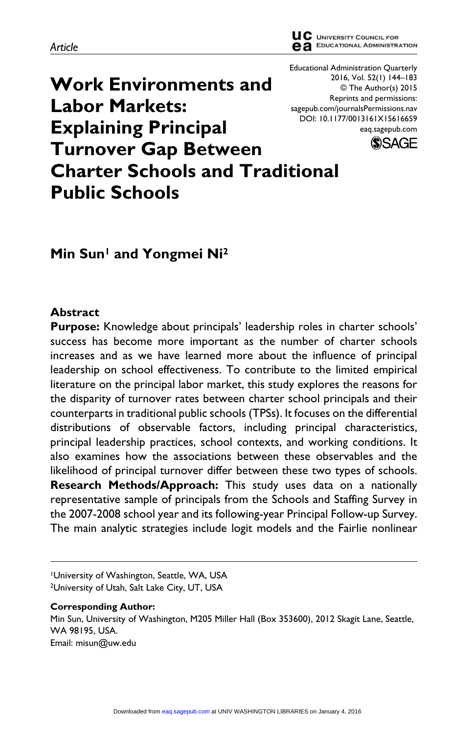Article

# Work Environments and Labor Markets: Explaining Principal Turnover Gap Between Charter Schools and Traditional Public Schools

Educational Administration Quarterly
2016, Vol. 52(1) 144–183
© The Author(s) 2015
Reprints and permissions: sagepub.com/journalsPermissions.nav
DOI: 10.1177/0013161X15616659
eaq.sagepub.com

**Min Sun[1] and Yongmei Ni[2]**

## Abstract

**Purpose:** Knowledge about principals' leadership roles in charter schools' success has become more important as the number of charter schools increases and as we have learned more about the influence of principal leadership on school effectiveness. To contribute to the limited empirical literature on the principal labor market, this study explores the reasons for the disparity of turnover rates between charter school principals and their counterparts in traditional public schools (TPSs). It focuses on the differential distributions of observable factors, including principal characteristics, principal leadership practices, school contexts, and working conditions. It also examines how the associations between these observables and the likelihood of principal turnover differ between these two types of schools. **Research Methods/Approach:** This study uses data on a nationally representative sample of principals from the Schools and Staffing Survey in the 2007-2008 school year and its following-year Principal Follow-up Survey. The main analytic strategies include logit models and the Fairlie nonlinear

[1]University of Washington, Seattle, WA, USA
[2]University of Utah, Salt Lake City, UT, USA

**Corresponding Author:**
Min Sun, University of Washington, M205 Miller Hall (Box 353600), 2012 Skagit Lane, Seattle, WA 98195, USA.
Email: misun@uw.edu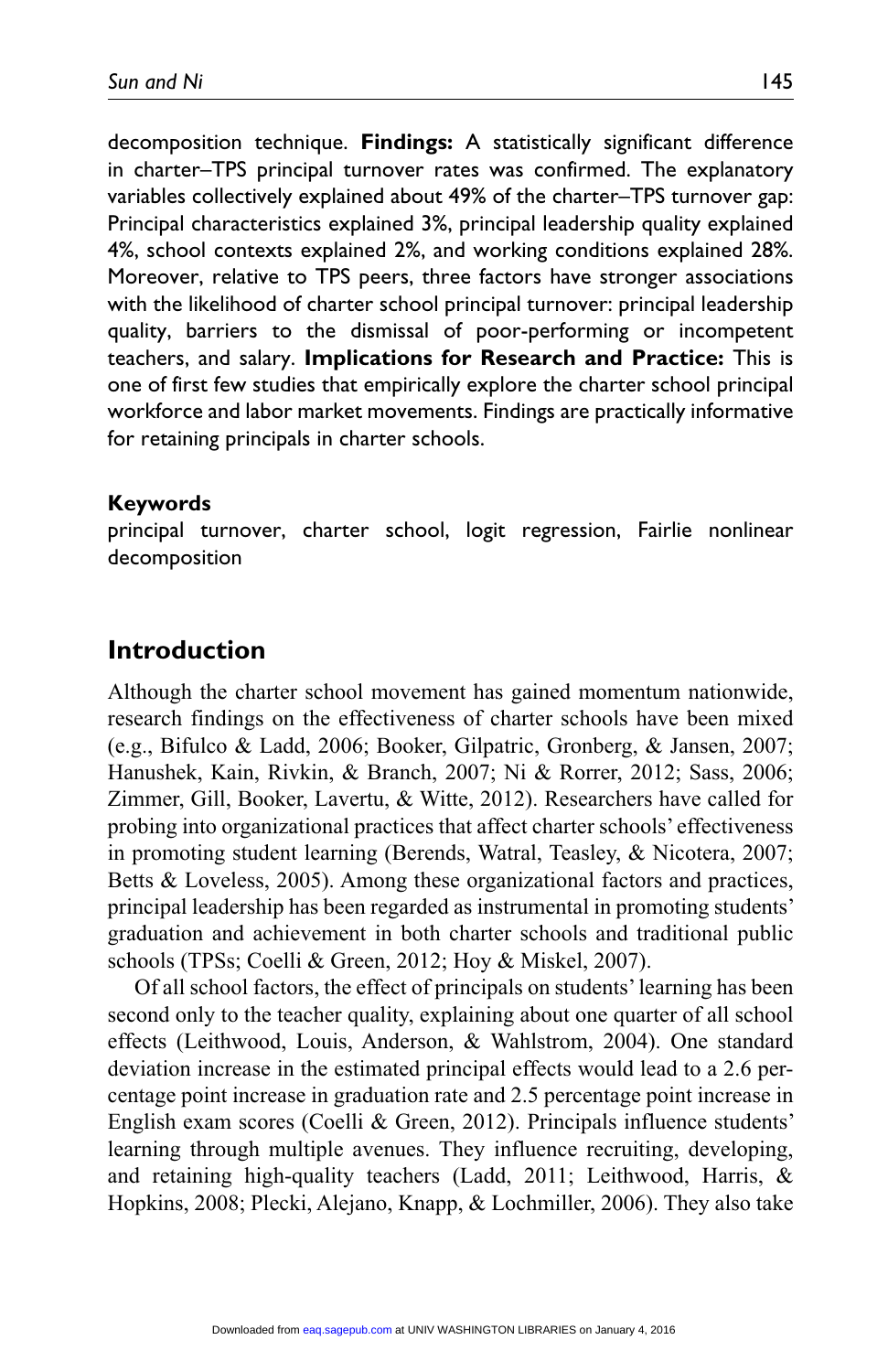decomposition technique. **Findings:** A statistically significant difference in charter–TPS principal turnover rates was confirmed. The explanatory variables collectively explained about 49% of the charter–TPS turnover gap: Principal characteristics explained 3%, principal leadership quality explained 4%, school contexts explained 2%, and working conditions explained 28%. Moreover, relative to TPS peers, three factors have stronger associations with the likelihood of charter school principal turnover: principal leadership quality, barriers to the dismissal of poor-performing or incompetent teachers, and salary. **Implications for Research and Practice:** This is one of first few studies that empirically explore the charter school principal workforce and labor market movements. Findings are practically informative for retaining principals in charter schools.

#### Keywords

principal turnover, charter school, logit regression, Fairlie nonlinear decomposition

## Introduction

Although the charter school movement has gained momentum nationwide, research findings on the effectiveness of charter schools have been mixed (e.g., Bifulco & Ladd, 2006; Booker, Gilpatric, Gronberg, & Jansen, 2007; Hanushek, Kain, Rivkin, & Branch, 2007; Ni & Rorrer, 2012; Sass, 2006; Zimmer, Gill, Booker, Lavertu, & Witte, 2012). Researchers have called for probing into organizational practices that affect charter schools' effectiveness in promoting student learning (Berends, Watral, Teasley, & Nicotera, 2007; Betts & Loveless, 2005). Among these organizational factors and practices, principal leadership has been regarded as instrumental in promoting students' graduation and achievement in both charter schools and traditional public schools (TPSs; Coelli & Green, 2012; Hoy & Miskel, 2007).

Of all school factors, the effect of principals on students' learning has been second only to the teacher quality, explaining about one quarter of all school effects (Leithwood, Louis, Anderson, & Wahlstrom, 2004). One standard deviation increase in the estimated principal effects would lead to a 2.6 percentage point increase in graduation rate and 2.5 percentage point increase in English exam scores (Coelli & Green, 2012). Principals influence students' learning through multiple avenues. They influence recruiting, developing, and retaining high-quality teachers (Ladd, 2011; Leithwood, Harris, & Hopkins, 2008; Plecki, Alejano, Knapp, & Lochmiller, 2006). They also take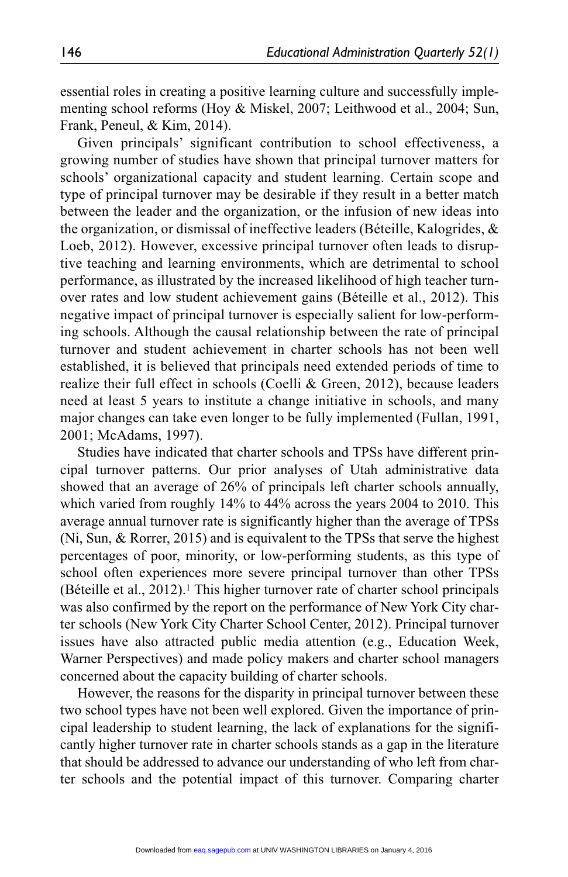essential roles in creating a positive learning culture and successfully implementing school reforms (Hoy & Miskel, 2007; Leithwood et al., 2004; Sun, Frank, Peneul, & Kim, 2014).

Given principals' significant contribution to school effectiveness, a growing number of studies have shown that principal turnover matters for schools' organizational capacity and student learning. Certain scope and type of principal turnover may be desirable if they result in a better match between the leader and the organization, or the infusion of new ideas into the organization, or dismissal of ineffective leaders (Béteille, Kalogrides, & Loeb, 2012). However, excessive principal turnover often leads to disruptive teaching and learning environments, which are detrimental to school performance, as illustrated by the increased likelihood of high teacher turnover rates and low student achievement gains (Béteille et al., 2012). This negative impact of principal turnover is especially salient for low-performing schools. Although the causal relationship between the rate of principal turnover and student achievement in charter schools has not been well established, it is believed that principals need extended periods of time to realize their full effect in schools (Coelli & Green, 2012), because leaders need at least 5 years to institute a change initiative in schools, and many major changes can take even longer to be fully implemented (Fullan, 1991, 2001; McAdams, 1997).

Studies have indicated that charter schools and TPSs have different principal turnover patterns. Our prior analyses of Utah administrative data showed that an average of 26% of principals left charter schools annually, which varied from roughly 14% to 44% across the years 2004 to 2010. This average annual turnover rate is significantly higher than the average of TPSs (Ni, Sun, & Rorrer, 2015) and is equivalent to the TPSs that serve the highest percentages of poor, minority, or low-performing students, as this type of school often experiences more severe principal turnover than other TPSs (Béteille et al., 2012).[1] This higher turnover rate of charter school principals was also confirmed by the report on the performance of New York City charter schools (New York City Charter School Center, 2012). Principal turnover issues have also attracted public media attention (e.g., Education Week, Warner Perspectives) and made policy makers and charter school managers concerned about the capacity building of charter schools.

However, the reasons for the disparity in principal turnover between these two school types have not been well explored. Given the importance of principal leadership to student learning, the lack of explanations for the significantly higher turnover rate in charter schools stands as a gap in the literature that should be addressed to advance our understanding of who left from charter schools and the potential impact of this turnover. Comparing charter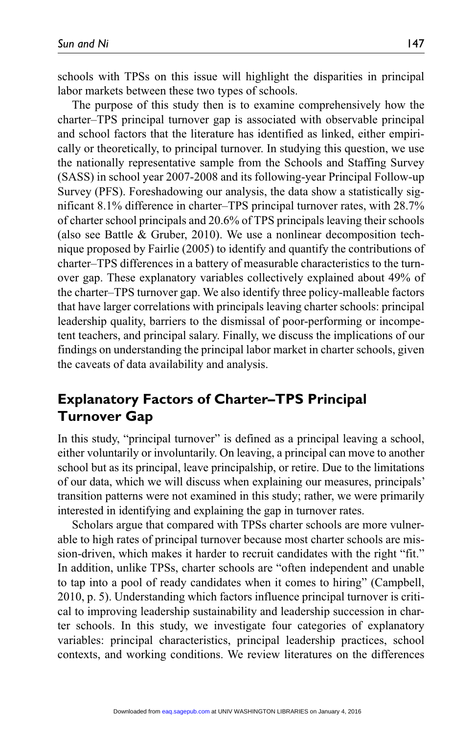schools with TPSs on this issue will highlight the disparities in principal labor markets between these two types of schools.

The purpose of this study then is to examine comprehensively how the charter–TPS principal turnover gap is associated with observable principal and school factors that the literature has identified as linked, either empirically or theoretically, to principal turnover. In studying this question, we use the nationally representative sample from the Schools and Staffing Survey (SASS) in school year 2007-2008 and its following-year Principal Follow-up Survey (PFS). Foreshadowing our analysis, the data show a statistically significant 8.1% difference in charter–TPS principal turnover rates, with 28.7% of charter school principals and 20.6% of TPS principals leaving their schools (also see Battle & Gruber, 2010). We use a nonlinear decomposition technique proposed by Fairlie (2005) to identify and quantify the contributions of charter–TPS differences in a battery of measurable characteristics to the turnover gap. These explanatory variables collectively explained about 49% of the charter–TPS turnover gap. We also identify three policy-malleable factors that have larger correlations with principals leaving charter schools: principal leadership quality, barriers to the dismissal of poor-performing or incompetent teachers, and principal salary. Finally, we discuss the implications of our findings on understanding the principal labor market in charter schools, given the caveats of data availability and analysis.

## Explanatory Factors of Charter–TPS Principal Turnover Gap

In this study, "principal turnover" is defined as a principal leaving a school, either voluntarily or involuntarily. On leaving, a principal can move to another school but as its principal, leave principalship, or retire. Due to the limitations of our data, which we will discuss when explaining our measures, principals' transition patterns were not examined in this study; rather, we were primarily interested in identifying and explaining the gap in turnover rates.

Scholars argue that compared with TPSs charter schools are more vulnerable to high rates of principal turnover because most charter schools are mission-driven, which makes it harder to recruit candidates with the right "fit." In addition, unlike TPSs, charter schools are "often independent and unable to tap into a pool of ready candidates when it comes to hiring" (Campbell, 2010, p. 5). Understanding which factors influence principal turnover is critical to improving leadership sustainability and leadership succession in charter schools. In this study, we investigate four categories of explanatory variables: principal characteristics, principal leadership practices, school contexts, and working conditions. We review literatures on the differences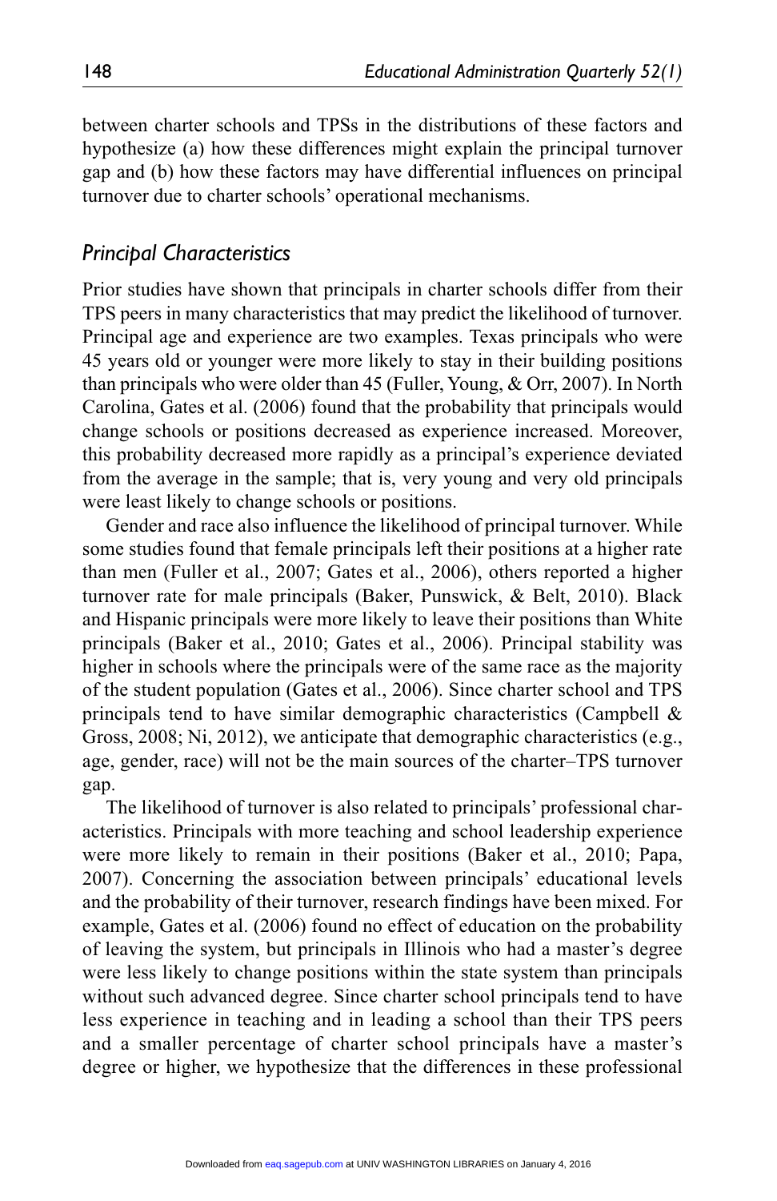between charter schools and TPSs in the distributions of these factors and hypothesize (a) how these differences might explain the principal turnover gap and (b) how these factors may have differential influences on principal turnover due to charter schools' operational mechanisms.

### *Principal Characteristics*

Prior studies have shown that principals in charter schools differ from their TPS peers in many characteristics that may predict the likelihood of turnover. Principal age and experience are two examples. Texas principals who were 45 years old or younger were more likely to stay in their building positions than principals who were older than 45 (Fuller, Young, & Orr, 2007). In North Carolina, Gates et al. (2006) found that the probability that principals would change schools or positions decreased as experience increased. Moreover, this probability decreased more rapidly as a principal's experience deviated from the average in the sample; that is, very young and very old principals were least likely to change schools or positions.

Gender and race also influence the likelihood of principal turnover. While some studies found that female principals left their positions at a higher rate than men (Fuller et al., 2007; Gates et al., 2006), others reported a higher turnover rate for male principals (Baker, Punswick, & Belt, 2010). Black and Hispanic principals were more likely to leave their positions than White principals (Baker et al., 2010; Gates et al., 2006). Principal stability was higher in schools where the principals were of the same race as the majority of the student population (Gates et al., 2006). Since charter school and TPS principals tend to have similar demographic characteristics (Campbell & Gross, 2008; Ni, 2012), we anticipate that demographic characteristics (e.g., age, gender, race) will not be the main sources of the charter–TPS turnover gap.

The likelihood of turnover is also related to principals' professional characteristics. Principals with more teaching and school leadership experience were more likely to remain in their positions (Baker et al., 2010; Papa, 2007). Concerning the association between principals' educational levels and the probability of their turnover, research findings have been mixed. For example, Gates et al. (2006) found no effect of education on the probability of leaving the system, but principals in Illinois who had a master's degree were less likely to change positions within the state system than principals without such advanced degree. Since charter school principals tend to have less experience in teaching and in leading a school than their TPS peers and a smaller percentage of charter school principals have a master's degree or higher, we hypothesize that the differences in these professional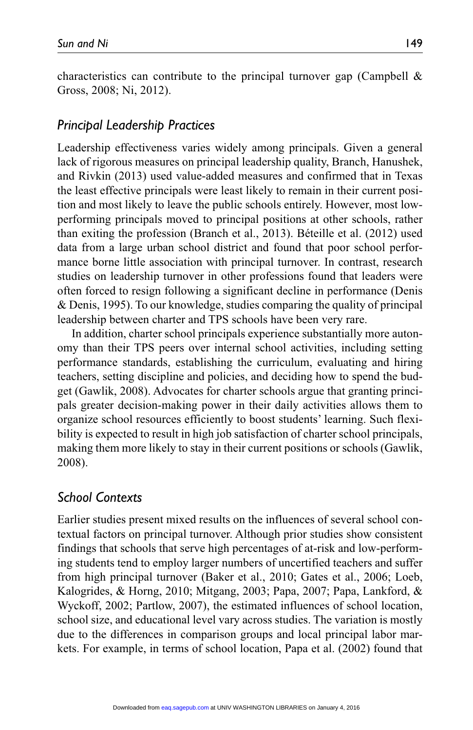characteristics can contribute to the principal turnover gap (Campbell & Gross, 2008; Ni, 2012).

### *Principal Leadership Practices*

Leadership effectiveness varies widely among principals. Given a general lack of rigorous measures on principal leadership quality, Branch, Hanushek, and Rivkin (2013) used value-added measures and confirmed that in Texas the least effective principals were least likely to remain in their current position and most likely to leave the public schools entirely. However, most low-performing principals moved to principal positions at other schools, rather than exiting the profession (Branch et al., 2013). Béteille et al. (2012) used data from a large urban school district and found that poor school performance borne little association with principal turnover. In contrast, research studies on leadership turnover in other professions found that leaders were often forced to resign following a significant decline in performance (Denis & Denis, 1995). To our knowledge, studies comparing the quality of principal leadership between charter and TPS schools have been very rare.

In addition, charter school principals experience substantially more autonomy than their TPS peers over internal school activities, including setting performance standards, establishing the curriculum, evaluating and hiring teachers, setting discipline and policies, and deciding how to spend the budget (Gawlik, 2008). Advocates for charter schools argue that granting principals greater decision-making power in their daily activities allows them to organize school resources efficiently to boost students' learning. Such flexibility is expected to result in high job satisfaction of charter school principals, making them more likely to stay in their current positions or schools (Gawlik, 2008).

### *School Contexts*

Earlier studies present mixed results on the influences of several school contextual factors on principal turnover. Although prior studies show consistent findings that schools that serve high percentages of at-risk and low-performing students tend to employ larger numbers of uncertified teachers and suffer from high principal turnover (Baker et al., 2010; Gates et al., 2006; Loeb, Kalogrides, & Horng, 2010; Mitgang, 2003; Papa, 2007; Papa, Lankford, & Wyckoff, 2002; Partlow, 2007), the estimated influences of school location, school size, and educational level vary across studies. The variation is mostly due to the differences in comparison groups and local principal labor markets. For example, in terms of school location, Papa et al. (2002) found that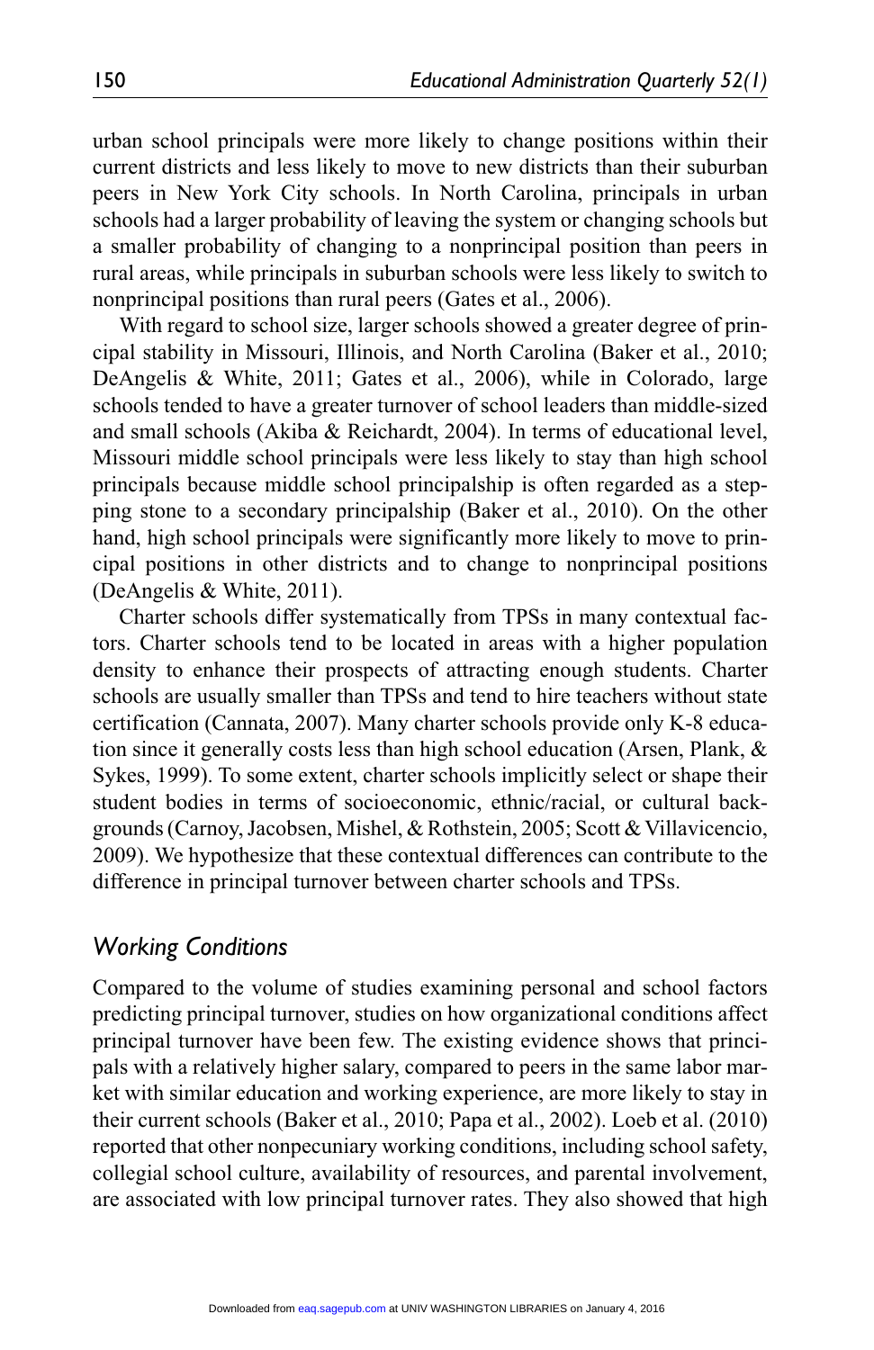urban school principals were more likely to change positions within their current districts and less likely to move to new districts than their suburban peers in New York City schools. In North Carolina, principals in urban schools had a larger probability of leaving the system or changing schools but a smaller probability of changing to a nonprincipal position than peers in rural areas, while principals in suburban schools were less likely to switch to nonprincipal positions than rural peers (Gates et al., 2006).

With regard to school size, larger schools showed a greater degree of principal stability in Missouri, Illinois, and North Carolina (Baker et al., 2010; DeAngelis & White, 2011; Gates et al., 2006), while in Colorado, large schools tended to have a greater turnover of school leaders than middle-sized and small schools (Akiba & Reichardt, 2004). In terms of educational level, Missouri middle school principals were less likely to stay than high school principals because middle school principalship is often regarded as a stepping stone to a secondary principalship (Baker et al., 2010). On the other hand, high school principals were significantly more likely to move to principal positions in other districts and to change to nonprincipal positions (DeAngelis & White, 2011).

Charter schools differ systematically from TPSs in many contextual factors. Charter schools tend to be located in areas with a higher population density to enhance their prospects of attracting enough students. Charter schools are usually smaller than TPSs and tend to hire teachers without state certification (Cannata, 2007). Many charter schools provide only K-8 education since it generally costs less than high school education (Arsen, Plank, & Sykes, 1999). To some extent, charter schools implicitly select or shape their student bodies in terms of socioeconomic, ethnic/racial, or cultural backgrounds (Carnoy, Jacobsen, Mishel, & Rothstein, 2005; Scott & Villavicencio, 2009). We hypothesize that these contextual differences can contribute to the difference in principal turnover between charter schools and TPSs.

### *Working Conditions*

Compared to the volume of studies examining personal and school factors predicting principal turnover, studies on how organizational conditions affect principal turnover have been few. The existing evidence shows that principals with a relatively higher salary, compared to peers in the same labor market with similar education and working experience, are more likely to stay in their current schools (Baker et al., 2010; Papa et al., 2002). Loeb et al. (2010) reported that other nonpecuniary working conditions, including school safety, collegial school culture, availability of resources, and parental involvement, are associated with low principal turnover rates. They also showed that high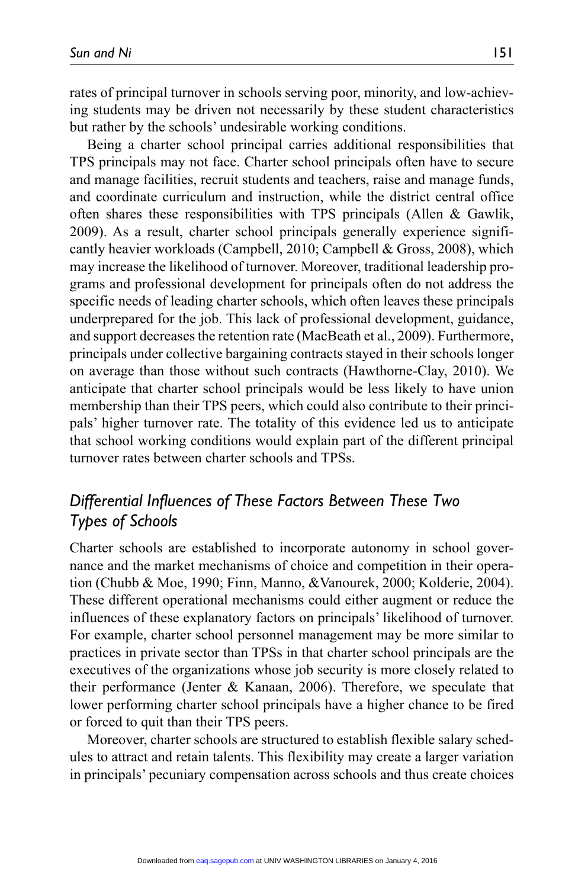rates of principal turnover in schools serving poor, minority, and low-achieving students may be driven not necessarily by these student characteristics but rather by the schools' undesirable working conditions.

Being a charter school principal carries additional responsibilities that TPS principals may not face. Charter school principals often have to secure and manage facilities, recruit students and teachers, raise and manage funds, and coordinate curriculum and instruction, while the district central office often shares these responsibilities with TPS principals (Allen & Gawlik, 2009). As a result, charter school principals generally experience significantly heavier workloads (Campbell, 2010; Campbell & Gross, 2008), which may increase the likelihood of turnover. Moreover, traditional leadership programs and professional development for principals often do not address the specific needs of leading charter schools, which often leaves these principals underprepared for the job. This lack of professional development, guidance, and support decreases the retention rate (MacBeath et al., 2009). Furthermore, principals under collective bargaining contracts stayed in their schools longer on average than those without such contracts (Hawthorne-Clay, 2010). We anticipate that charter school principals would be less likely to have union membership than their TPS peers, which could also contribute to their principals' higher turnover rate. The totality of this evidence led us to anticipate that school working conditions would explain part of the different principal turnover rates between charter schools and TPSs.

## *Differential Influences of These Factors Between These Two Types of Schools*

Charter schools are established to incorporate autonomy in school governance and the market mechanisms of choice and competition in their operation (Chubb & Moe, 1990; Finn, Manno, &Vanourek, 2000; Kolderie, 2004). These different operational mechanisms could either augment or reduce the influences of these explanatory factors on principals' likelihood of turnover. For example, charter school personnel management may be more similar to practices in private sector than TPSs in that charter school principals are the executives of the organizations whose job security is more closely related to their performance (Jenter & Kanaan, 2006). Therefore, we speculate that lower performing charter school principals have a higher chance to be fired or forced to quit than their TPS peers.

Moreover, charter schools are structured to establish flexible salary schedules to attract and retain talents. This flexibility may create a larger variation in principals' pecuniary compensation across schools and thus create choices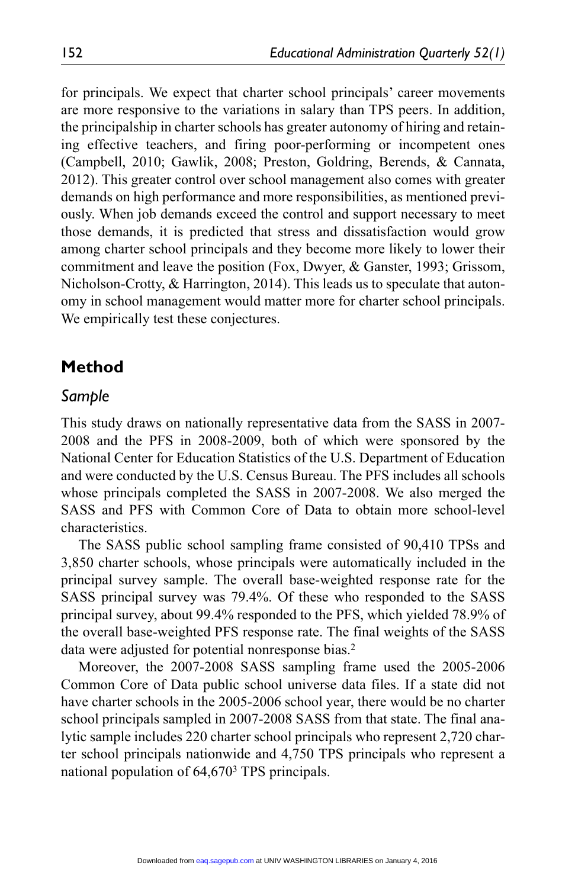for principals. We expect that charter school principals' career movements are more responsive to the variations in salary than TPS peers. In addition, the principalship in charter schools has greater autonomy of hiring and retaining effective teachers, and firing poor-performing or incompetent ones (Campbell, 2010; Gawlik, 2008; Preston, Goldring, Berends, & Cannata, 2012). This greater control over school management also comes with greater demands on high performance and more responsibilities, as mentioned previously. When job demands exceed the control and support necessary to meet those demands, it is predicted that stress and dissatisfaction would grow among charter school principals and they become more likely to lower their commitment and leave the position (Fox, Dwyer, & Ganster, 1993; Grissom, Nicholson-Crotty, & Harrington, 2014). This leads us to speculate that autonomy in school management would matter more for charter school principals. We empirically test these conjectures.

## Method

### *Sample*

This study draws on nationally representative data from the SASS in 2007-2008 and the PFS in 2008-2009, both of which were sponsored by the National Center for Education Statistics of the U.S. Department of Education and were conducted by the U.S. Census Bureau. The PFS includes all schools whose principals completed the SASS in 2007-2008. We also merged the SASS and PFS with Common Core of Data to obtain more school-level characteristics.

The SASS public school sampling frame consisted of 90,410 TPSs and 3,850 charter schools, whose principals were automatically included in the principal survey sample. The overall base-weighted response rate for the SASS principal survey was 79.4%. Of these who responded to the SASS principal survey, about 99.4% responded to the PFS, which yielded 78.9% of the overall base-weighted PFS response rate. The final weights of the SASS data were adjusted for potential nonresponse bias.[2]

Moreover, the 2007-2008 SASS sampling frame used the 2005-2006 Common Core of Data public school universe data files. If a state did not have charter schools in the 2005-2006 school year, there would be no charter school principals sampled in 2007-2008 SASS from that state. The final analytic sample includes 220 charter school principals who represent 2,720 charter school principals nationwide and 4,750 TPS principals who represent a national population of 64,670[3] TPS principals.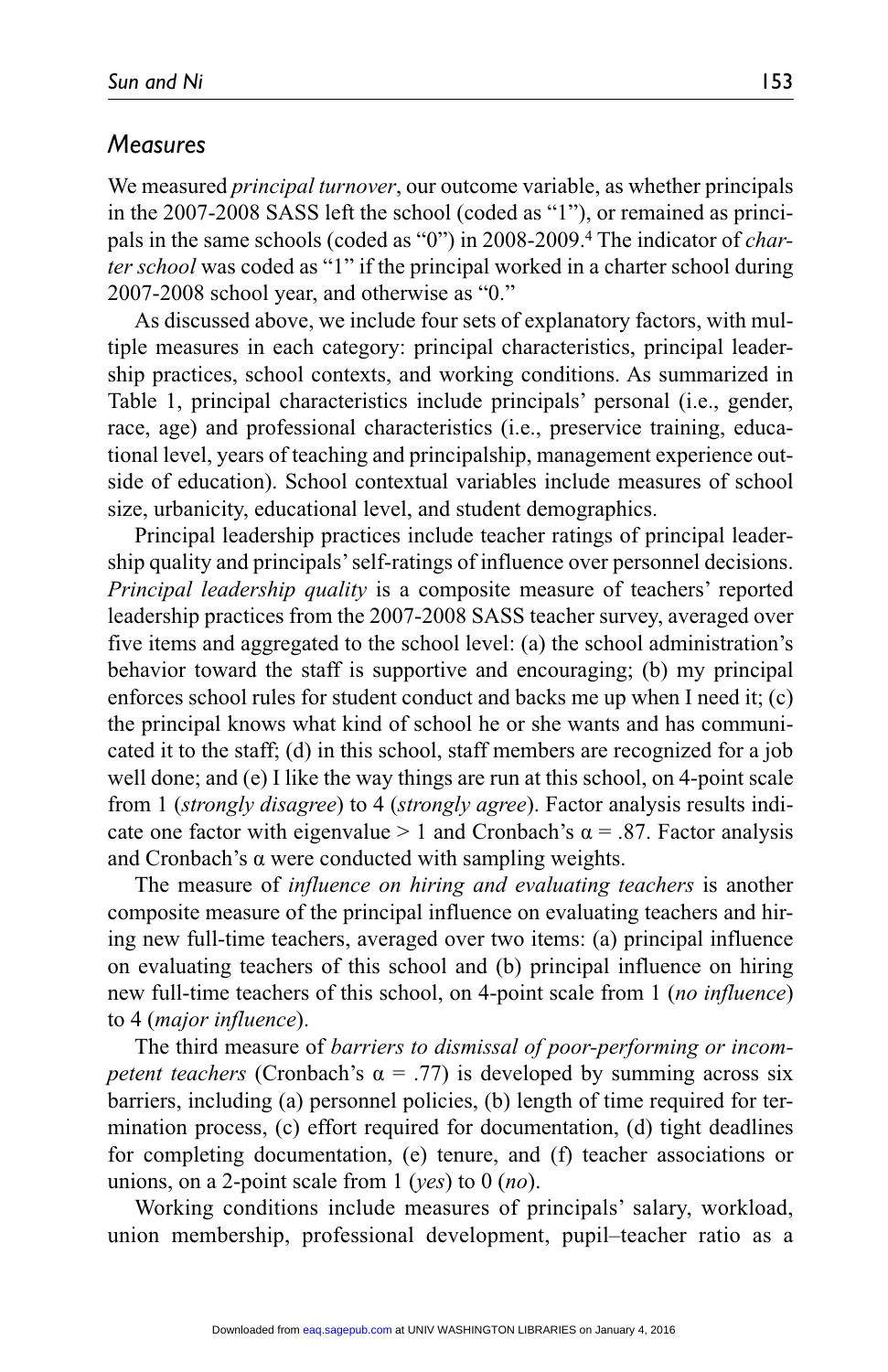## *Measures*

We measured *principal turnover*, our outcome variable, as whether principals in the 2007-2008 SASS left the school (coded as "1"), or remained as principals in the same schools (coded as "0") in 2008-2009.[4] The indicator of *charter school* was coded as "1" if the principal worked in a charter school during 2007-2008 school year, and otherwise as "0."

As discussed above, we include four sets of explanatory factors, with multiple measures in each category: principal characteristics, principal leadership practices, school contexts, and working conditions. As summarized in Table 1, principal characteristics include principals' personal (i.e., gender, race, age) and professional characteristics (i.e., preservice training, educational level, years of teaching and principalship, management experience outside of education). School contextual variables include measures of school size, urbanicity, educational level, and student demographics.

Principal leadership practices include teacher ratings of principal leadership quality and principals' self-ratings of influence over personnel decisions. *Principal leadership quality* is a composite measure of teachers' reported leadership practices from the 2007-2008 SASS teacher survey, averaged over five items and aggregated to the school level: (a) the school administration's behavior toward the staff is supportive and encouraging; (b) my principal enforces school rules for student conduct and backs me up when I need it; (c) the principal knows what kind of school he or she wants and has communicated it to the staff; (d) in this school, staff members are recognized for a job well done; and (e) I like the way things are run at this school, on 4-point scale from 1 (*strongly disagree*) to 4 (*strongly agree*). Factor analysis results indicate one factor with eigenvalue > 1 and Cronbach's $\alpha = .87$. Factor analysis and Cronbach's $\alpha$ were conducted with sampling weights.

The measure of *influence on hiring and evaluating teachers* is another composite measure of the principal influence on evaluating teachers and hiring new full-time teachers, averaged over two items: (a) principal influence on evaluating teachers of this school and (b) principal influence on hiring new full-time teachers of this school, on 4-point scale from 1 (*no influence*) to 4 (*major influence*).

The third measure of *barriers to dismissal of poor-performing or incompetent teachers* (Cronbach's $\alpha = .77$) is developed by summing across six barriers, including (a) personnel policies, (b) length of time required for termination process, (c) effort required for documentation, (d) tight deadlines for completing documentation, (e) tenure, and (f) teacher associations or unions, on a 2-point scale from 1 (*yes*) to 0 (*no*).

Working conditions include measures of principals' salary, workload, union membership, professional development, pupil–teacher ratio as a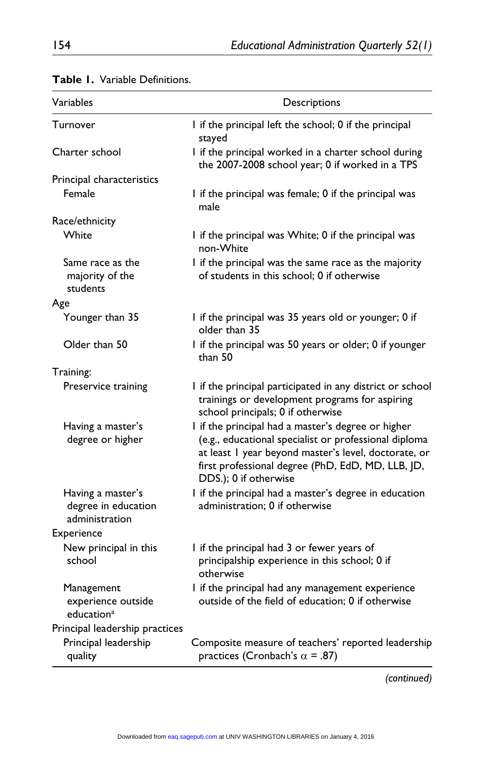**Table 1.** Variable Definitions.

| Variables | Descriptions |
|---|---|
| Turnover | 1 if the principal left the school; 0 if the principal stayed |
| Charter school | 1 if the principal worked in a charter school during the 2007-2008 school year; 0 if worked in a TPS |
| Principal characteristics | |
| Female | 1 if the principal was female; 0 if the principal was male |
| Race/ethnicity | |
| White | 1 if the principal was White; 0 if the principal was non-White |
| Same race as the majority of the students | 1 if the principal was the same race as the majority of students in this school; 0 if otherwise |
| Age | |
| Younger than 35 | 1 if the principal was 35 years old or younger; 0 if older than 35 |
| Older than 50 | 1 if the principal was 50 years or older; 0 if younger than 50 |
| Training: | |
| Preservice training | 1 if the principal participated in any district or school trainings or development programs for aspiring school principals; 0 if otherwise |
| Having a master's degree or higher | 1 if the principal had a master's degree or higher (e.g., educational specialist or professional diploma at least 1 year beyond master's level, doctorate, or first professional degree (PhD, EdD, MD, LLB, JD, DDS.); 0 if otherwise |
| Having a master's degree in education administration | 1 if the principal had a master's degree in education administration; 0 if otherwise |
| Experience | |
| New principal in this school | 1 if the principal had 3 or fewer years of principalship experience in this school; 0 if otherwise |
| Management experience outside education[a] | 1 if the principal had any management experience outside of the field of education; 0 if otherwise |
| Principal leadership practices | |
| Principal leadership quality | Composite measure of teachers' reported leadership practices (Cronbach's $\alpha$ = .87) |

*(continued)*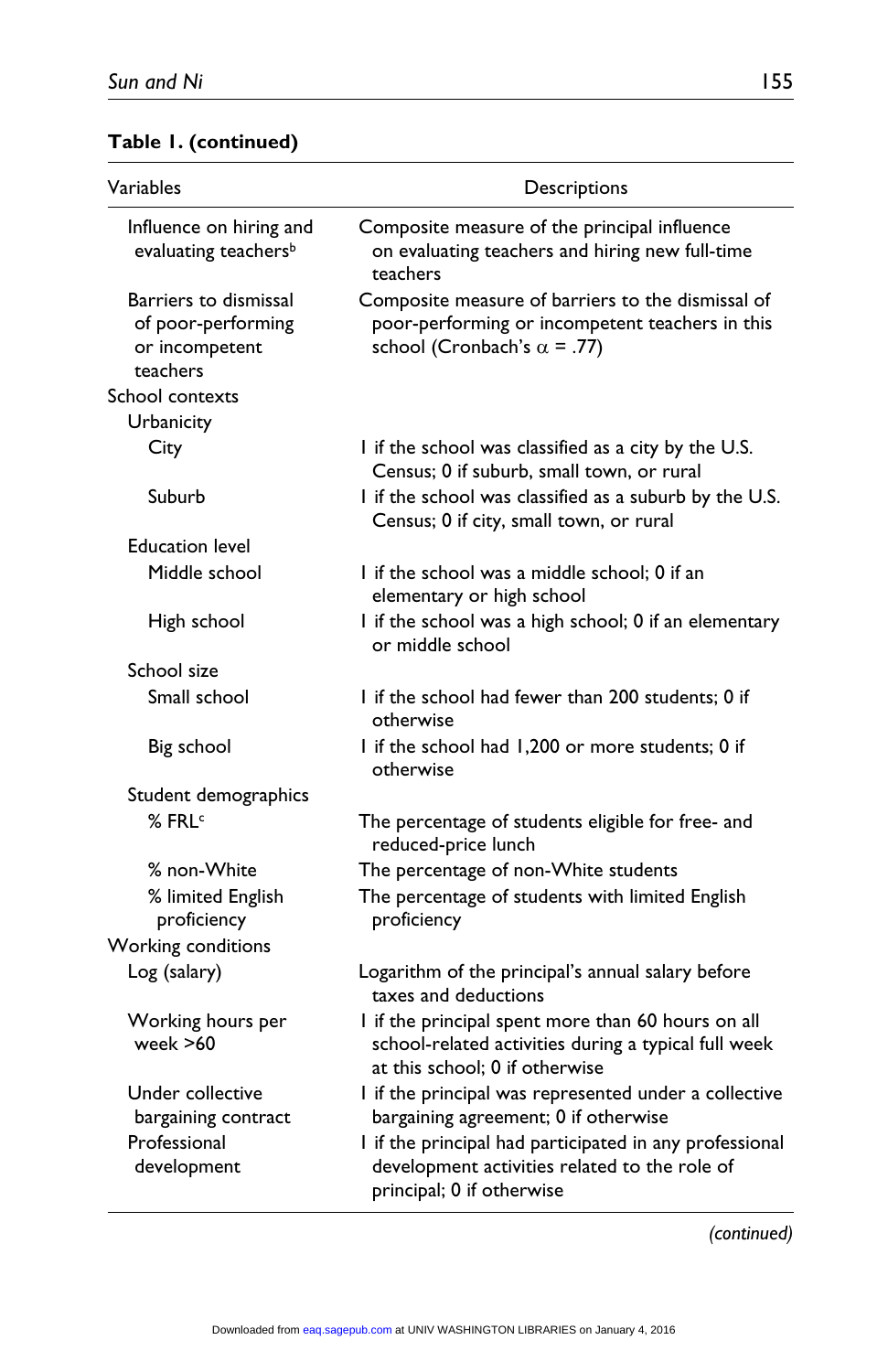**Table 1. (continued)**

| Variables | Descriptions |
|---|---|
| Influence on hiring and evaluating teachers[b] | Composite measure of the principal influence on evaluating teachers and hiring new full-time teachers |
| Barriers to dismissal of poor-performing or incompetent teachers | Composite measure of barriers to the dismissal of poor-performing or incompetent teachers in this school (Cronbach's $\alpha$ = .77) |
| School contexts | |
| Urbanicity | |
| City | 1 if the school was classified as a city by the U.S. Census; 0 if suburb, small town, or rural |
| Suburb | 1 if the school was classified as a suburb by the U.S. Census; 0 if city, small town, or rural |
| Education level | |
| Middle school | 1 if the school was a middle school; 0 if an elementary or high school |
| High school | 1 if the school was a high school; 0 if an elementary or middle school |
| School size | |
| Small school | 1 if the school had fewer than 200 students; 0 if otherwise |
| Big school | 1 if the school had 1,200 or more students; 0 if otherwise |
| Student demographics | |
| % FRL[c] | The percentage of students eligible for free- and reduced-price lunch |
| % non-White | The percentage of non-White students |
| % limited English proficiency | The percentage of students with limited English proficiency |
| Working conditions | |
| Log (salary) | Logarithm of the principal's annual salary before taxes and deductions |
| Working hours per week >60 | 1 if the principal spent more than 60 hours on all school-related activities during a typical full week at this school; 0 if otherwise |
| Under collective bargaining contract | 1 if the principal was represented under a collective bargaining agreement; 0 if otherwise |
| Professional development | 1 if the principal had participated in any professional development activities related to the role of principal; 0 if otherwise |

*(continued)*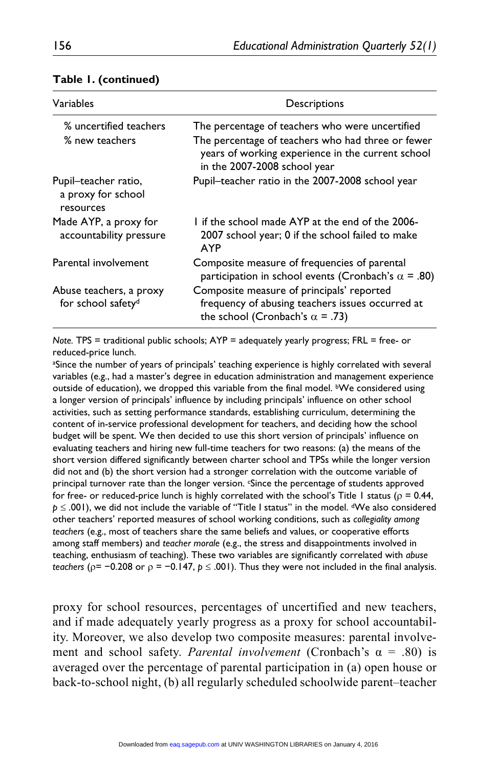**Table 1. (continued)**

| Variables | Descriptions |
|---|---|
| % uncertified teachers | The percentage of teachers who were uncertified |
| % new teachers | The percentage of teachers who had three or fewer years of working experience in the current school in the 2007-2008 school year |
| Pupil–teacher ratio, a proxy for school resources | Pupil–teacher ratio in the 2007-2008 school year |
| Made AYP, a proxy for accountability pressure | 1 if the school made AYP at the end of the 2006-2007 school year; 0 if the school failed to make AYP |
| Parental involvement | Composite measure of frequencies of parental participation in school events (Cronbach's $\alpha$ = .80) |
| Abuse teachers, a proxy for school safety[d] | Composite measure of principals' reported frequency of abusing teachers issues occurred at the school (Cronbach's $\alpha$ = .73) |

*Note.* TPS = traditional public schools; AYP = adequately yearly progress; FRL = free- or reduced-price lunch.

[a]Since the number of years of principals' teaching experience is highly correlated with several variables (e.g., had a master's degree in education administration and management experience outside of education), we dropped this variable from the final model. [b]We considered using a longer version of principals' influence by including principals' influence on other school activities, such as setting performance standards, establishing curriculum, determining the content of in-service professional development for teachers, and deciding how the school budget will be spent. We then decided to use this short version of principals' influence on evaluating teachers and hiring new full-time teachers for two reasons: (a) the means of the short version differed significantly between charter school and TPSs while the longer version did not and (b) the short version had a stronger correlation with the outcome variable of principal turnover rate than the longer version. [c]Since the percentage of students approved for free- or reduced-price lunch is highly correlated with the school's Title 1 status ($\rho$ = 0.44, $p \leq .001$), we did not include the variable of "Title I status" in the model. [d]We also considered other teachers' reported measures of school working conditions, such as *collegiality among teachers* (e.g., most of teachers share the same beliefs and values, or cooperative efforts among staff members) and *teacher morale* (e.g., the stress and disappointments involved in teaching, enthusiasm of teaching). These two variables are significantly correlated with *abuse teachers* ($\rho$= −0.208 or $\rho$ = −0.147, $p \leq .001$). Thus they were not included in the final analysis.

proxy for school resources, percentages of uncertified and new teachers, and if made adequately yearly progress as a proxy for school accountability. Moreover, we also develop two composite measures: parental involvement and school safety. *Parental involvement* (Cronbach's $\alpha$ = .80) is averaged over the percentage of parental participation in (a) open house or back-to-school night, (b) all regularly scheduled schoolwide parent–teacher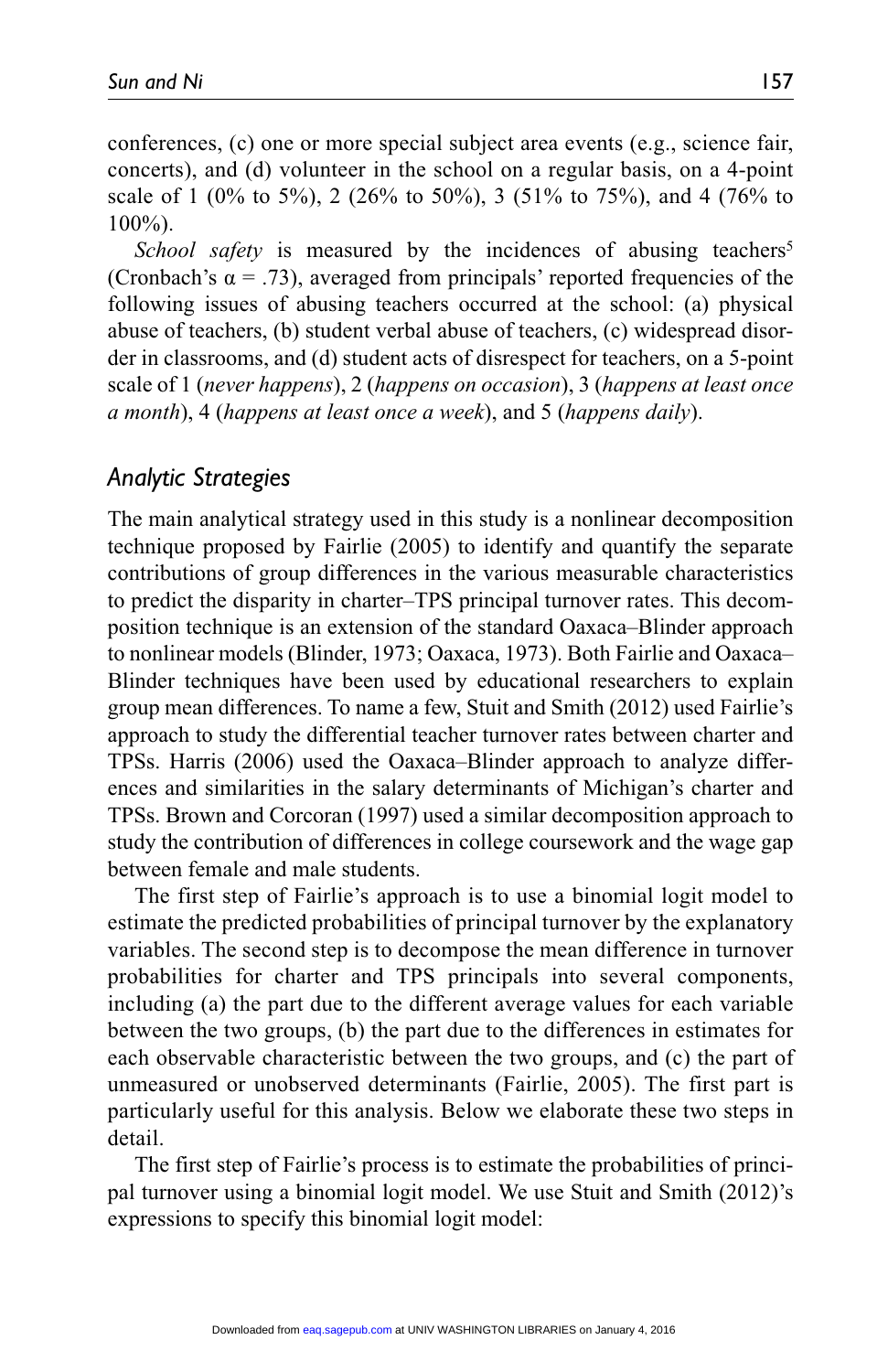conferences, (c) one or more special subject area events (e.g., science fair, concerts), and (d) volunteer in the school on a regular basis, on a 4-point scale of 1 (0% to 5%), 2 (26% to 50%), 3 (51% to 75%), and 4 (76% to 100%).

*School safety* is measured by the incidences of abusing teachers[5] (Cronbach's $\alpha = .73$), averaged from principals' reported frequencies of the following issues of abusing teachers occurred at the school: (a) physical abuse of teachers, (b) student verbal abuse of teachers, (c) widespread disorder in classrooms, and (d) student acts of disrespect for teachers, on a 5-point scale of 1 (*never happens*), 2 (*happens on occasion*), 3 (*happens at least once a month*), 4 (*happens at least once a week*), and 5 (*happens daily*).

### Analytic Strategies

The main analytical strategy used in this study is a nonlinear decomposition technique proposed by Fairlie (2005) to identify and quantify the separate contributions of group differences in the various measurable characteristics to predict the disparity in charter–TPS principal turnover rates. This decomposition technique is an extension of the standard Oaxaca–Blinder approach to nonlinear models (Blinder, 1973; Oaxaca, 1973). Both Fairlie and Oaxaca–Blinder techniques have been used by educational researchers to explain group mean differences. To name a few, Stuit and Smith (2012) used Fairlie's approach to study the differential teacher turnover rates between charter and TPSs. Harris (2006) used the Oaxaca–Blinder approach to analyze differences and similarities in the salary determinants of Michigan's charter and TPSs. Brown and Corcoran (1997) used a similar decomposition approach to study the contribution of differences in college coursework and the wage gap between female and male students.

The first step of Fairlie's approach is to use a binomial logit model to estimate the predicted probabilities of principal turnover by the explanatory variables. The second step is to decompose the mean difference in turnover probabilities for charter and TPS principals into several components, including (a) the part due to the different average values for each variable between the two groups, (b) the part due to the differences in estimates for each observable characteristic between the two groups, and (c) the part of unmeasured or unobserved determinants (Fairlie, 2005). The first part is particularly useful for this analysis. Below we elaborate these two steps in detail.

The first step of Fairlie's process is to estimate the probabilities of principal turnover using a binomial logit model. We use Stuit and Smith (2012)'s expressions to specify this binomial logit model: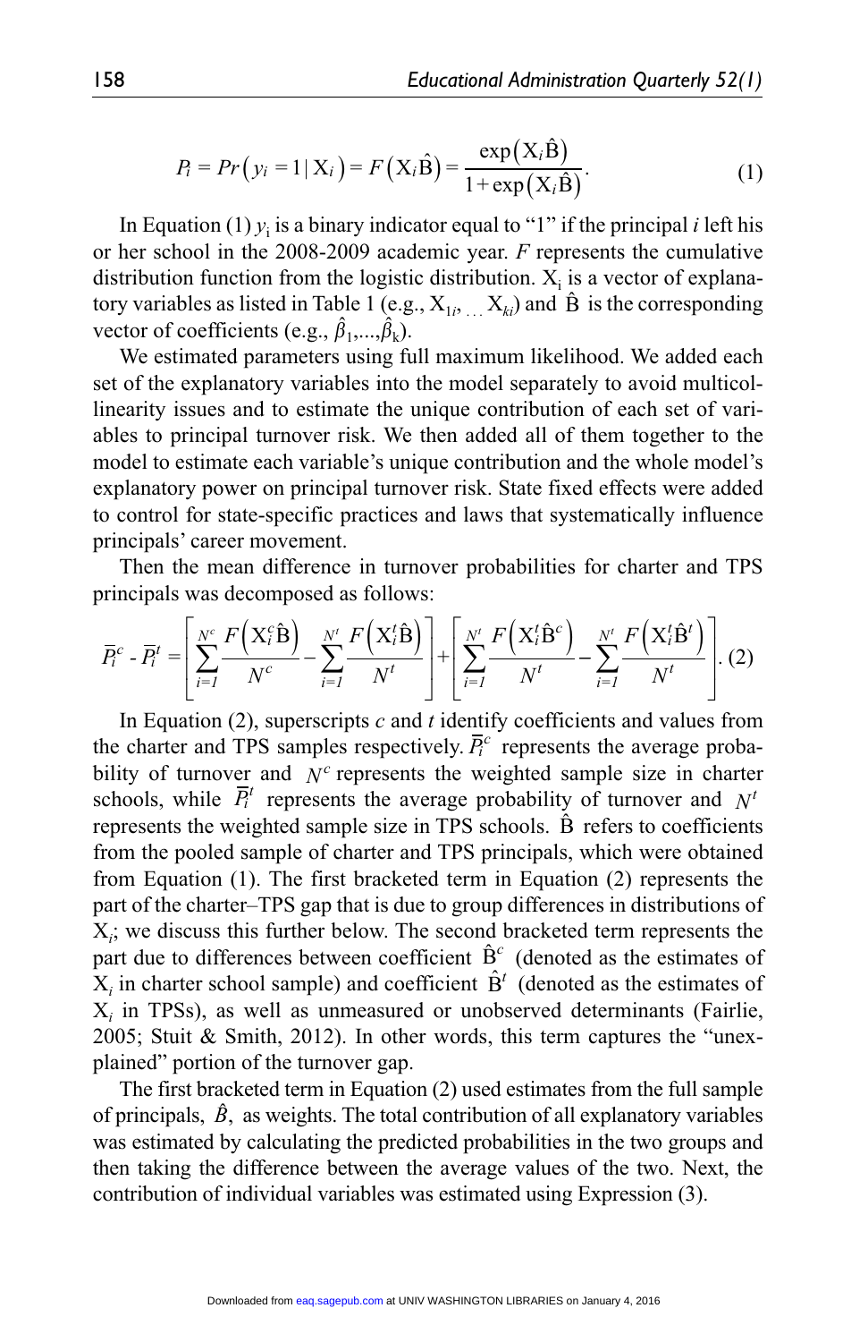$$P_i = Pr\left(y_i = 1 \mid X_i\right) = F\left(X_i\hat{B}\right) = \frac{\exp\left(X_i\hat{B}\right)}{1+\exp\left(X_i\hat{B}\right)}. \tag{1}$$

In Equation (1) $y_i$ is a binary indicator equal to "1" if the principal *i* left his or her school in the 2008-2009 academic year. *F* represents the cumulative distribution function from the logistic distribution. $X_i$ is a vector of explanatory variables as listed in Table 1 (e.g., $X_{1i}, \ldots X_{ki}$) and $\hat{B}$ is the corresponding vector of coefficients (e.g., $\hat{\beta}_1,\ldots,\hat{\beta}_k$).

We estimated parameters using full maximum likelihood. We added each set of the explanatory variables into the model separately to avoid multicollinearity issues and to estimate the unique contribution of each set of variables to principal turnover risk. We then added all of them together to the model to estimate each variable's unique contribution and the whole model's explanatory power on principal turnover risk. State fixed effects were added to control for state-specific practices and laws that systematically influence principals' career movement.

Then the mean difference in turnover probabilities for charter and TPS principals was decomposed as follows:

$$\bar{P}_i^c - \bar{P}_i^t = \left[\sum_{i=1}^{N^c}\frac{F\left(X_i^c\hat{B}\right)}{N^c} - \sum_{i=1}^{N^t}\frac{F\left(X_i^t\hat{B}\right)}{N^t}\right] + \left[\sum_{i=1}^{N^t}\frac{F\left(X_i^t\hat{B}^c\right)}{N^t} - \sum_{i=1}^{N^t}\frac{F\left(X_i^t\hat{B}^t\right)}{N^t}\right]. \tag{2}$$

In Equation (2), superscripts *c* and *t* identify coefficients and values from the charter and TPS samples respectively. $\bar{P}_i^c$ represents the average probability of turnover and $N^c$ represents the weighted sample size in charter schools, while $\bar{P}_i^t$ represents the average probability of turnover and $N^t$ represents the weighted sample size in TPS schools. $\hat{B}$ refers to coefficients from the pooled sample of charter and TPS principals, which were obtained from Equation (1). The first bracketed term in Equation (2) represents the part of the charter–TPS gap that is due to group differences in distributions of $X_i$; we discuss this further below. The second bracketed term represents the part due to differences between coefficient $\hat{B}^c$ (denoted as the estimates of $X_i$ in charter school sample) and coefficient $\hat{B}^t$ (denoted as the estimates of $X_i$ in TPSs), as well as unmeasured or unobserved determinants (Fairlie, 2005; Stuit & Smith, 2012). In other words, this term captures the "unexplained" portion of the turnover gap.

The first bracketed term in Equation (2) used estimates from the full sample of principals, $\hat{B}$, as weights. The total contribution of all explanatory variables was estimated by calculating the predicted probabilities in the two groups and then taking the difference between the average values of the two. Next, the contribution of individual variables was estimated using Expression (3).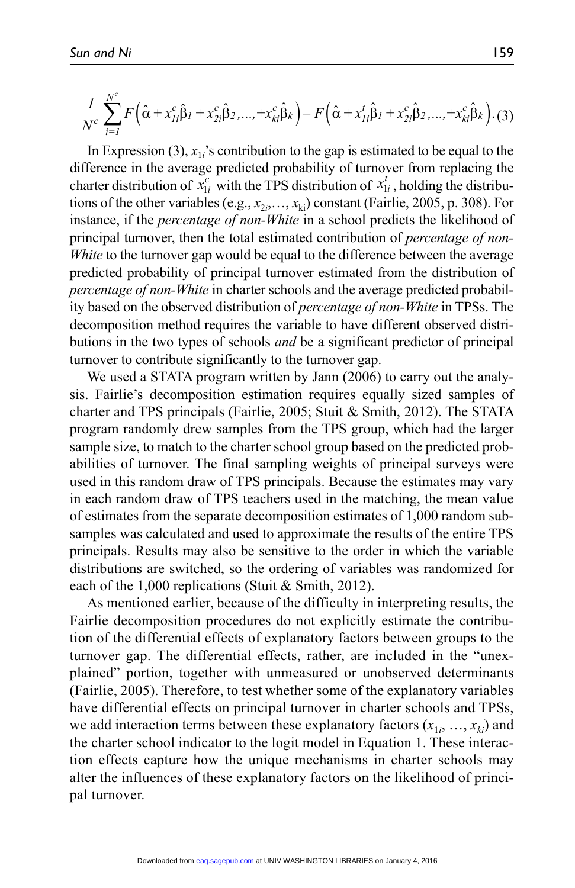$$\frac{1}{N^c}\sum_{i=1}^{N^c} F\left(\hat{\alpha} + x_{1i}^c\hat{\beta}_1 + x_{2i}^c\hat{\beta}_2,\ldots,+x_{ki}^c\hat{\beta}_k\right) - F\left(\hat{\alpha} + x_{1i}^t\hat{\beta}_1 + x_{2i}^c\hat{\beta}_2,\ldots,+x_{ki}^c\hat{\beta}_k\right). \quad (3)$$

In Expression (3), $x_{1i}$'s contribution to the gap is estimated to be equal to the difference in the average predicted probability of turnover from replacing the charter distribution of $x_{1i}^c$ with the TPS distribution of $x_{1i}^t$, holding the distributions of the other variables (e.g., $x_{2i},\ldots, x_{ki}$) constant (Fairlie, 2005, p. 308). For instance, if the *percentage of non-White* in a school predicts the likelihood of principal turnover, then the total estimated contribution of *percentage of non-White* to the turnover gap would be equal to the difference between the average predicted probability of principal turnover estimated from the distribution of *percentage of non-White* in charter schools and the average predicted probability based on the observed distribution of *percentage of non-White* in TPSs. The decomposition method requires the variable to have different observed distributions in the two types of schools *and* be a significant predictor of principal turnover to contribute significantly to the turnover gap.

We used a STATA program written by Jann (2006) to carry out the analysis. Fairlie's decomposition estimation requires equally sized samples of charter and TPS principals (Fairlie, 2005; Stuit & Smith, 2012). The STATA program randomly drew samples from the TPS group, which had the larger sample size, to match to the charter school group based on the predicted probabilities of turnover. The final sampling weights of principal surveys were used in this random draw of TPS principals. Because the estimates may vary in each random draw of TPS teachers used in the matching, the mean value of estimates from the separate decomposition estimates of 1,000 random subsamples was calculated and used to approximate the results of the entire TPS principals. Results may also be sensitive to the order in which the variable distributions are switched, so the ordering of variables was randomized for each of the 1,000 replications (Stuit & Smith, 2012).

As mentioned earlier, because of the difficulty in interpreting results, the Fairlie decomposition procedures do not explicitly estimate the contribution of the differential effects of explanatory factors between groups to the turnover gap. The differential effects, rather, are included in the "unexplained" portion, together with unmeasured or unobserved determinants (Fairlie, 2005). Therefore, to test whether some of the explanatory variables have differential effects on principal turnover in charter schools and TPSs, we add interaction terms between these explanatory factors ($x_{1i}, \ldots, x_{ki}$) and the charter school indicator to the logit model in Equation 1. These interaction effects capture how the unique mechanisms in charter schools may alter the influences of these explanatory factors on the likelihood of principal turnover.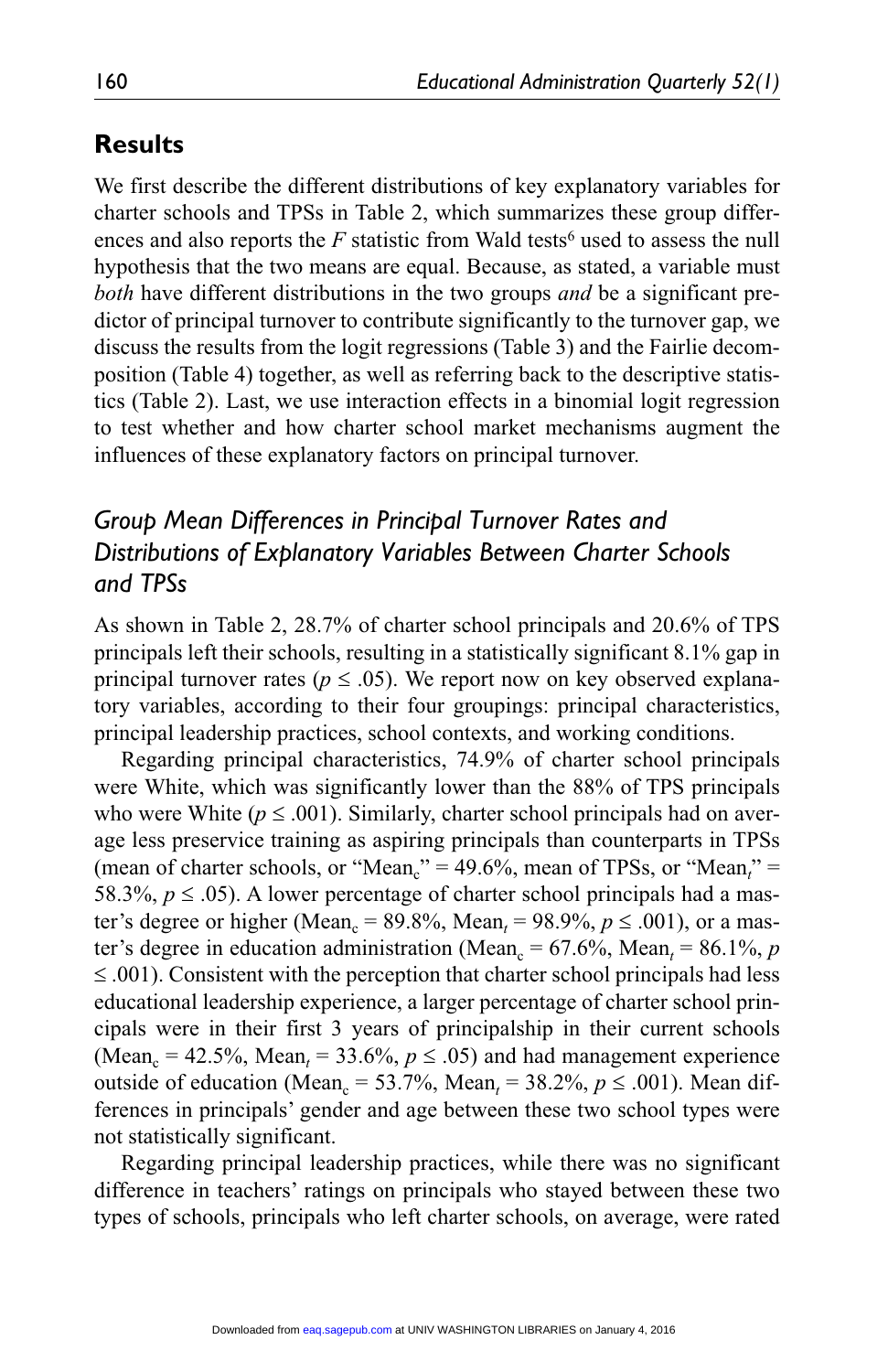## Results

We first describe the different distributions of key explanatory variables for charter schools and TPSs in Table 2, which summarizes these group differences and also reports the $F$ statistic from Wald tests[6] used to assess the null hypothesis that the two means are equal. Because, as stated, a variable must *both* have different distributions in the two groups *and* be a significant predictor of principal turnover to contribute significantly to the turnover gap, we discuss the results from the logit regressions (Table 3) and the Fairlie decomposition (Table 4) together, as well as referring back to the descriptive statistics (Table 2). Last, we use interaction effects in a binomial logit regression to test whether and how charter school market mechanisms augment the influences of these explanatory factors on principal turnover.

### *Group Mean Differences in Principal Turnover Rates and Distributions of Explanatory Variables Between Charter Schools and TPSs*

As shown in Table 2, 28.7% of charter school principals and 20.6% of TPS principals left their schools, resulting in a statistically significant 8.1% gap in principal turnover rates ($p \leq .05$). We report now on key observed explanatory variables, according to their four groupings: principal characteristics, principal leadership practices, school contexts, and working conditions.

Regarding principal characteristics, 74.9% of charter school principals were White, which was significantly lower than the 88% of TPS principals who were White ($p \leq .001$). Similarly, charter school principals had on average less preservice training as aspiring principals than counterparts in TPSs (mean of charter schools, or "$\text{Mean}_c$" = 49.6%, mean of TPSs, or "$\text{Mean}_t$" = 58.3%, $p \leq .05$). A lower percentage of charter school principals had a master's degree or higher ($\text{Mean}_c$ = 89.8%, $\text{Mean}_t$ = 98.9%, $p \leq .001$), or a master's degree in education administration ($\text{Mean}_c$ = 67.6%, $\text{Mean}_t$ = 86.1%, $p \leq .001$). Consistent with the perception that charter school principals had less educational leadership experience, a larger percentage of charter school principals were in their first 3 years of principalship in their current schools ($\text{Mean}_c$ = 42.5%, $\text{Mean}_t$ = 33.6%, $p \leq .05$) and had management experience outside of education ($\text{Mean}_c$ = 53.7%, $\text{Mean}_t$ = 38.2%, $p \leq .001$). Mean differences in principals' gender and age between these two school types were not statistically significant.

Regarding principal leadership practices, while there was no significant difference in teachers' ratings on principals who stayed between these two types of schools, principals who left charter schools, on average, were rated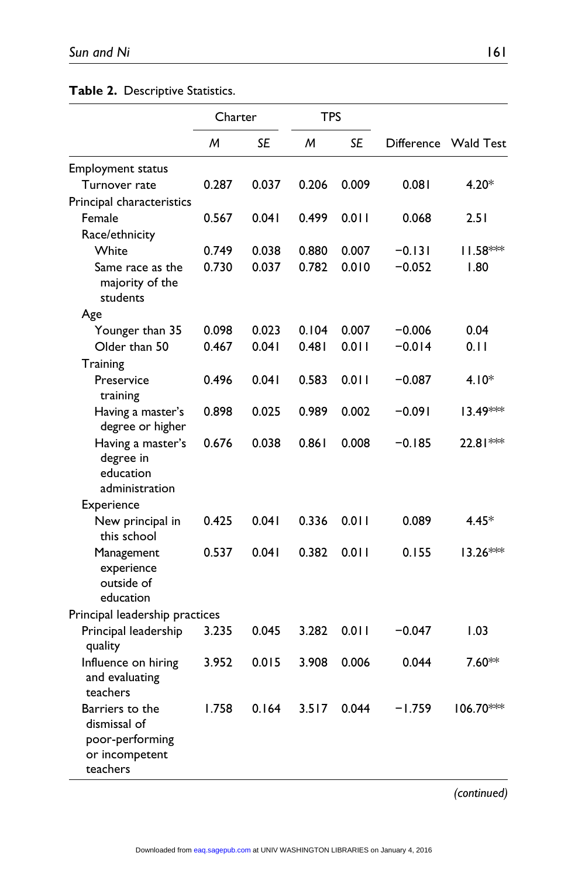**Table 2.** Descriptive Statistics.

| | Charter | | TPS | | | |
|---|---|---|---|---|---|---|
| | *M* | *SE* | *M* | *SE* | Difference | Wald Test |
| Employment status | | | | | | |
| Turnover rate | 0.287 | 0.037 | 0.206 | 0.009 | 0.081 | 4.20* |
| Principal characteristics | | | | | | |
| Female | 0.567 | 0.041 | 0.499 | 0.011 | 0.068 | 2.51 |
| Race/ethnicity | | | | | | |
| White | 0.749 | 0.038 | 0.880 | 0.007 | −0.131 | 11.58*** |
| Same race as the majority of the students | 0.730 | 0.037 | 0.782 | 0.010 | −0.052 | 1.80 |
| Age | | | | | | |
| Younger than 35 | 0.098 | 0.023 | 0.104 | 0.007 | −0.006 | 0.04 |
| Older than 50 | 0.467 | 0.041 | 0.481 | 0.011 | −0.014 | 0.11 |
| Training | | | | | | |
| Preservice training | 0.496 | 0.041 | 0.583 | 0.011 | −0.087 | 4.10* |
| Having a master's degree or higher | 0.898 | 0.025 | 0.989 | 0.002 | −0.091 | 13.49*** |
| Having a master's degree in education administration | 0.676 | 0.038 | 0.861 | 0.008 | −0.185 | 22.81*** |
| Experience | | | | | | |
| New principal in this school | 0.425 | 0.041 | 0.336 | 0.011 | 0.089 | 4.45* |
| Management experience outside of education | 0.537 | 0.041 | 0.382 | 0.011 | 0.155 | 13.26*** |
| Principal leadership practices | | | | | | |
| Principal leadership quality | 3.235 | 0.045 | 3.282 | 0.011 | −0.047 | 1.03 |
| Influence on hiring and evaluating teachers | 3.952 | 0.015 | 3.908 | 0.006 | 0.044 | 7.60** |
| Barriers to the dismissal of poor-performing or incompetent teachers | 1.758 | 0.164 | 3.517 | 0.044 | −1.759 | 106.70*** |

*(continued)*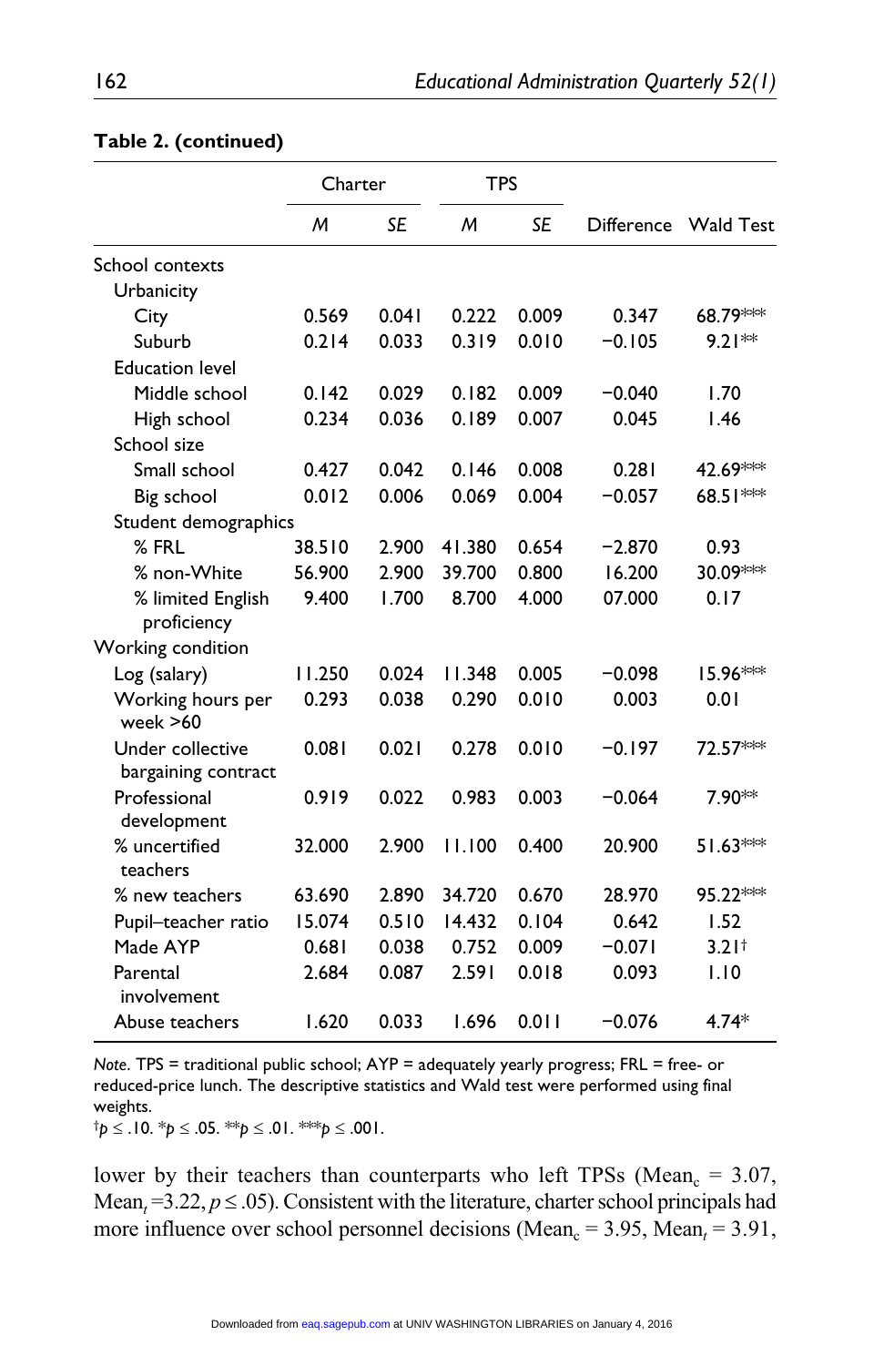**Table 2. (continued)**

| | Charter | | TPS | | | |
|---|---|---|---|---|---|---|
| | *M* | *SE* | *M* | *SE* | Difference | Wald Test |
| School contexts | | | | | | |
| Urbanicity | | | | | | |
| City | 0.569 | 0.041 | 0.222 | 0.009 | 0.347 | 68.79*** |
| Suburb | 0.214 | 0.033 | 0.319 | 0.010 | −0.105 | 9.21** |
| Education level | | | | | | |
| Middle school | 0.142 | 0.029 | 0.182 | 0.009 | −0.040 | 1.70 |
| High school | 0.234 | 0.036 | 0.189 | 0.007 | 0.045 | 1.46 |
| School size | | | | | | |
| Small school | 0.427 | 0.042 | 0.146 | 0.008 | 0.281 | 42.69*** |
| Big school | 0.012 | 0.006 | 0.069 | 0.004 | −0.057 | 68.51*** |
| Student demographics | | | | | | |
| % FRL | 38.510 | 2.900 | 41.380 | 0.654 | −2.870 | 0.93 |
| % non-White | 56.900 | 2.900 | 39.700 | 0.800 | 16.200 | 30.09*** |
| % limited English proficiency | 9.400 | 1.700 | 8.700 | 4.000 | 07.000 | 0.17 |
| Working condition | | | | | | |
| Log (salary) | 11.250 | 0.024 | 11.348 | 0.005 | −0.098 | 15.96*** |
| Working hours per week >60 | 0.293 | 0.038 | 0.290 | 0.010 | 0.003 | 0.01 |
| Under collective bargaining contract | 0.081 | 0.021 | 0.278 | 0.010 | −0.197 | 72.57*** |
| Professional development | 0.919 | 0.022 | 0.983 | 0.003 | −0.064 | 7.90** |
| % uncertified teachers | 32.000 | 2.900 | 11.100 | 0.400 | 20.900 | 51.63*** |
| % new teachers | 63.690 | 2.890 | 34.720 | 0.670 | 28.970 | 95.22*** |
| Pupil–teacher ratio | 15.074 | 0.510 | 14.432 | 0.104 | 0.642 | 1.52 |
| Made AYP | 0.681 | 0.038 | 0.752 | 0.009 | −0.071 | 3.21† |
| Parental involvement | 2.684 | 0.087 | 2.591 | 0.018 | 0.093 | 1.10 |
| Abuse teachers | 1.620 | 0.033 | 1.696 | 0.011 | −0.076 | 4.74* |

*Note.* TPS = traditional public school; AYP = adequately yearly progress; FRL = free- or reduced-price lunch. The descriptive statistics and Wald test were performed using final weights.
†$p \leq .10$. *$p \leq .05$. **$p \leq .01$. ***$p \leq .001$.

lower by their teachers than counterparts who left TPSs ($\text{Mean}_c$ = 3.07, $\text{Mean}_t$ =3.22, $p \leq .05$). Consistent with the literature, charter school principals had more influence over school personnel decisions ($\text{Mean}_c$ = 3.95, $\text{Mean}_t$ = 3.91,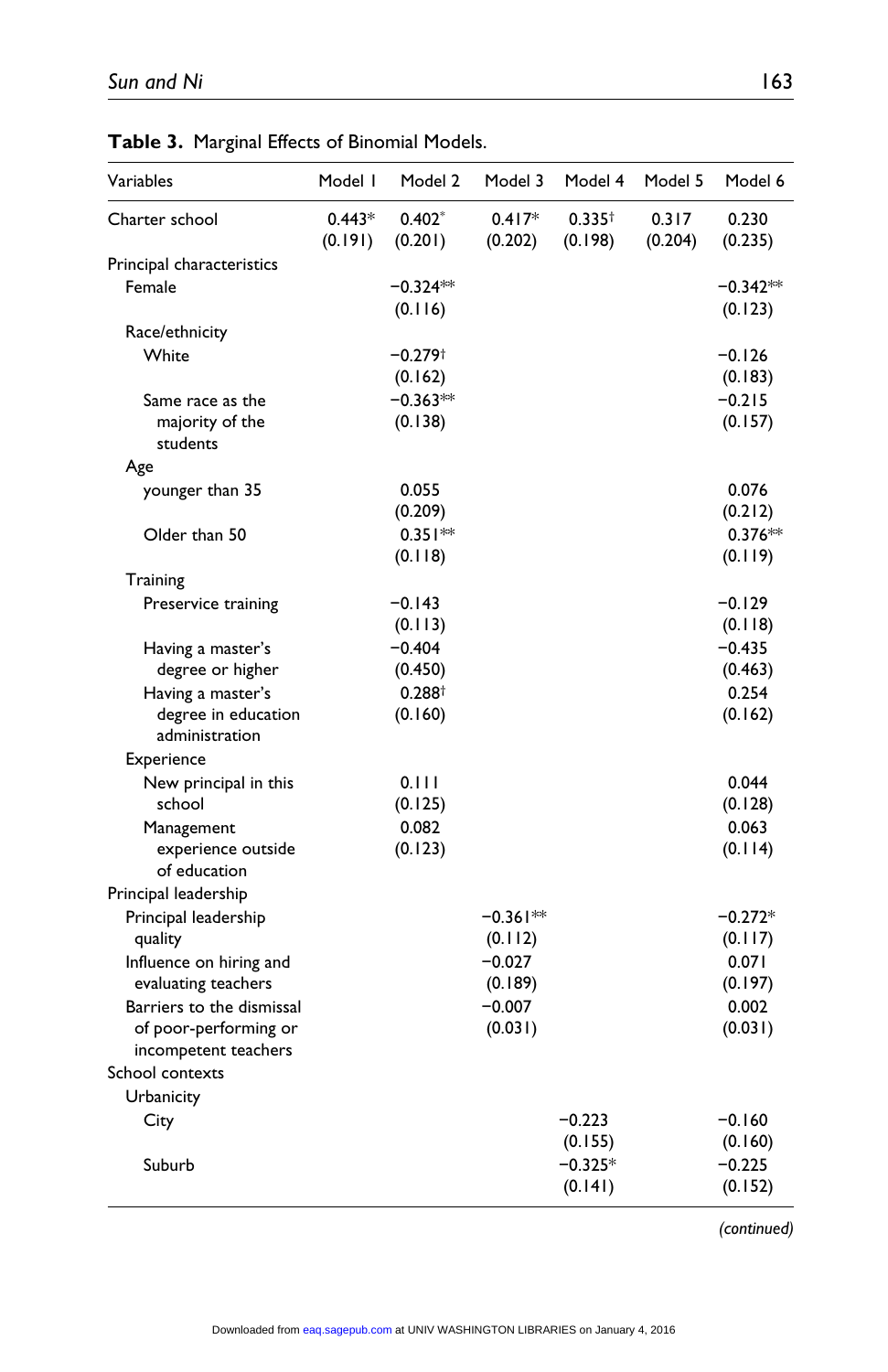**Table 3.** Marginal Effects of Binomial Models.

| Variables | Model 1 | Model 2 | Model 3 | Model 4 | Model 5 | Model 6 |
|---|---|---|---|---|---|---|
| Charter school | 0.443* | 0.402* | 0.417* | 0.335† | 0.317 | 0.230 |
| | (0.191) | (0.201) | (0.202) | (0.198) | (0.204) | (0.235) |
| Principal characteristics | | | | | | |
| Female | | −0.324** | | | | −0.342** |
| | | (0.116) | | | | (0.123) |
| Race/ethnicity | | | | | | |
| White | | −0.279† | | | | −0.126 |
| | | (0.162) | | | | (0.183) |
| Same race as the majority of the students | | −0.363** | | | | −0.215 |
| | | (0.138) | | | | (0.157) |
| Age | | | | | | |
| younger than 35 | | 0.055 | | | | 0.076 |
| | | (0.209) | | | | (0.212) |
| Older than 50 | | 0.351** | | | | 0.376** |
| | | (0.118) | | | | (0.119) |
| Training | | | | | | |
| Preservice training | | −0.143 | | | | −0.129 |
| | | (0.113) | | | | (0.118) |
| Having a master's degree or higher | | −0.404 | | | | −0.435 |
| | | (0.450) | | | | (0.463) |
| Having a master's degree in education administration | | 0.288† | | | | 0.254 |
| | | (0.160) | | | | (0.162) |
| Experience | | | | | | |
| New principal in this school | | 0.111 | | | | 0.044 |
| | | (0.125) | | | | (0.128) |
| Management experience outside of education | | 0.082 | | | | 0.063 |
| | | (0.123) | | | | (0.114) |
| Principal leadership | | | | | | |
| Principal leadership quality | | | −0.361** | | | −0.272* |
| | | | (0.112) | | | (0.117) |
| Influence on hiring and evaluating teachers | | | −0.027 | | | 0.071 |
| | | | (0.189) | | | (0.197) |
| Barriers to the dismissal of poor-performing or incompetent teachers | | | −0.007 | | | 0.002 |
| | | | (0.031) | | | (0.031) |
| School contexts | | | | | | |
| Urbanicity | | | | | | |
| City | | | | −0.223 | | −0.160 |
| | | | | (0.155) | | (0.160) |
| Suburb | | | | −0.325* | | −0.225 |
| | | | | (0.141) | | (0.152) |

*(continued)*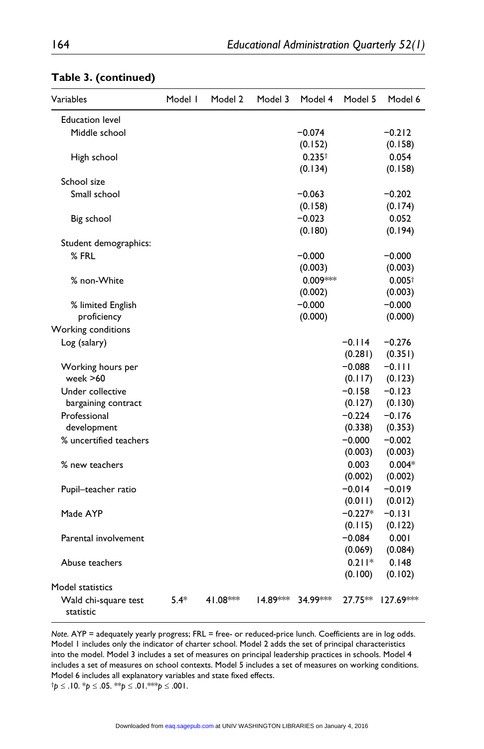**Table 3. (continued)**

| Variables | Model 1 | Model 2 | Model 3 | Model 4 | Model 5 | Model 6 |
|---|---|---|---|---|---|---|
| Education level | | | | | | |
| Middle school | | | | −0.074 | | −0.212 |
| | | | | (0.152) | | (0.158) |
| High school | | | | 0.235† | | 0.054 |
| | | | | (0.134) | | (0.158) |
| School size | | | | | | |
| Small school | | | | −0.063 | | −0.202 |
| | | | | (0.158) | | (0.174) |
| Big school | | | | −0.023 | | 0.052 |
| | | | | (0.180) | | (0.194) |
| Student demographics: | | | | | | |
| % FRL | | | | −0.000 | | −0.000 |
| | | | | (0.003) | | (0.003) |
| % non-White | | | | 0.009*** | | 0.005† |
| | | | | (0.002) | | (0.003) |
| % limited English proficiency | | | | −0.000 | | −0.000 |
| | | | | (0.000) | | (0.000) |
| Working conditions | | | | | | |
| Log (salary) | | | | | −0.114 | −0.276 |
| | | | | | (0.281) | (0.351) |
| Working hours per week >60 | | | | | −0.088 | −0.111 |
| | | | | | (0.117) | (0.123) |
| Under collective bargaining contract | | | | | −0.158 | −0.123 |
| | | | | | (0.127) | (0.130) |
| Professional development | | | | | −0.224 | −0.176 |
| | | | | | (0.338) | (0.353) |
| % uncertified teachers | | | | | −0.000 | −0.002 |
| | | | | | (0.003) | (0.003) |
| % new teachers | | | | | 0.003 | 0.004* |
| | | | | | (0.002) | (0.002) |
| Pupil–teacher ratio | | | | | −0.014 | −0.019 |
| | | | | | (0.011) | (0.012) |
| Made AYP | | | | | −0.227* | −0.131 |
| | | | | | (0.115) | (0.122) |
| Parental involvement | | | | | −0.084 | 0.001 |
| | | | | | (0.069) | (0.084) |
| Abuse teachers | | | | | 0.211* | 0.148 |
| | | | | | (0.100) | (0.102) |
| Model statistics | | | | | | |
| Wald chi-square test statistic | 5.4* | 41.08*** | 14.89*** | 34.99*** | 27.75** | 127.69*** |

*Note.* AYP = adequately yearly progress; FRL = free- or reduced-price lunch. Coefficients are in log odds. Model 1 includes only the indicator of charter school. Model 2 adds the set of principal characteristics into the model. Model 3 includes a set of measures on principal leadership practices in schools. Model 4 includes a set of measures on school contexts. Model 5 includes a set of measures on working conditions. Model 6 includes all explanatory variables and state fixed effects.
†$p \leq .10$. *$p \leq .05$. **$p \leq .01$. ***$p \leq .001$.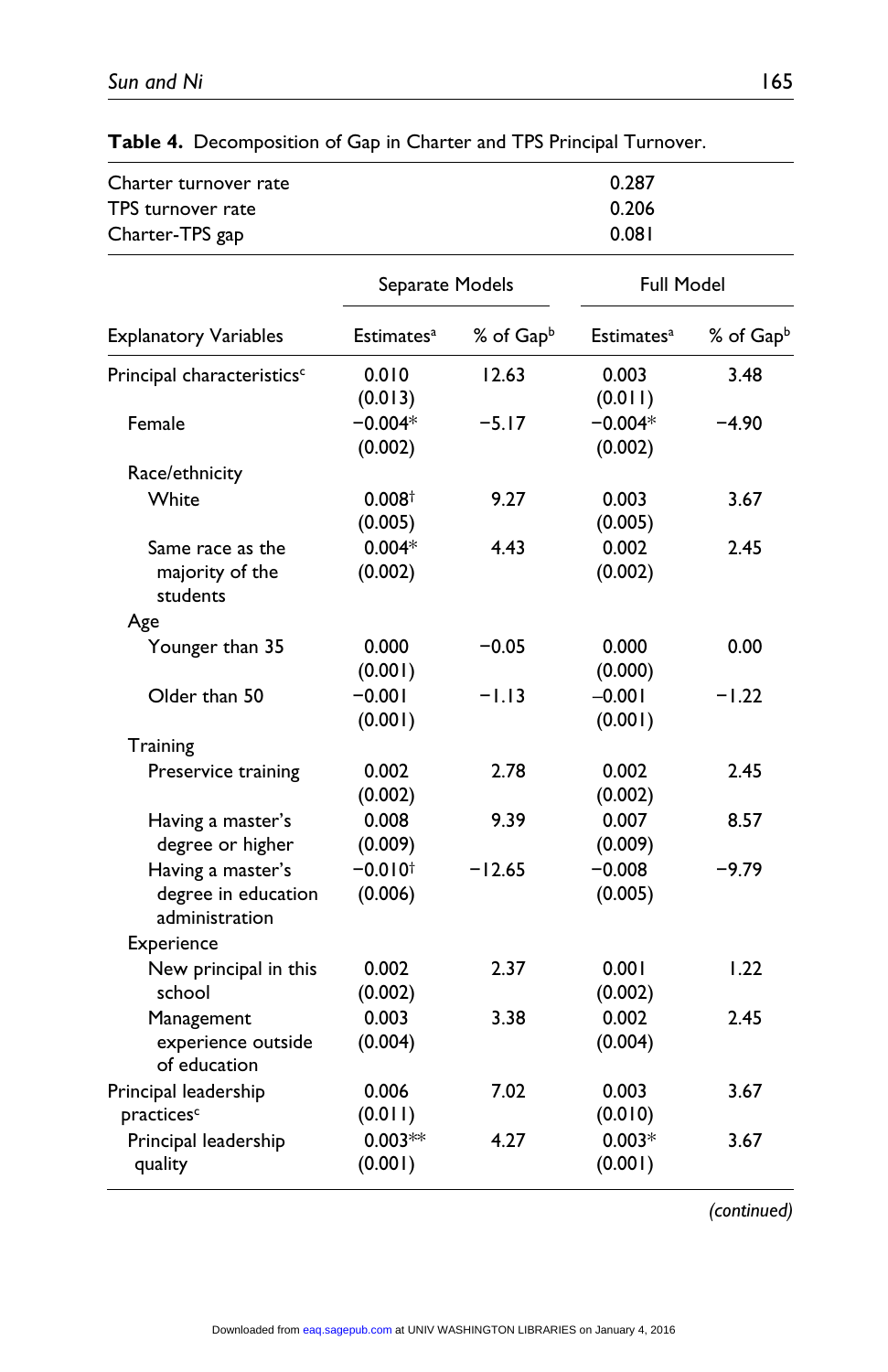**Table 4.** Decomposition of Gap in Charter and TPS Principal Turnover.

| | | | | |
|---|---|---|---|---|
| Charter turnover rate | 0.287 | | | |
| TPS turnover rate | 0.206 | | | |
| Charter-TPS gap | 0.081 | | | |

| | Separate Models | | Full Model | |
|---|---|---|---|---|
| Explanatory Variables | Estimates[a] | % of Gap[b] | Estimates[a] | % of Gap[b] |
| Principal characteristics[c] | 0.010 (0.013) | 12.63 | 0.003 (0.011) | 3.48 |
| Female | −0.004* (0.002) | −5.17 | −0.004* (0.002) | −4.90 |
| Race/ethnicity | | | | |
| White | 0.008† (0.005) | 9.27 | 0.003 (0.005) | 3.67 |
| Same race as the majority of the students | 0.004* (0.002) | 4.43 | 0.002 (0.002) | 2.45 |
| Age | | | | |
| Younger than 35 | 0.000 (0.001) | −0.05 | 0.000 (0.000) | 0.00 |
| Older than 50 | −0.001 (0.001) | −1.13 | −0.001 (0.001) | −1.22 |
| Training | | | | |
| Preservice training | 0.002 (0.002) | 2.78 | 0.002 (0.002) | 2.45 |
| Having a master's degree or higher | 0.008 (0.009) | 9.39 | 0.007 (0.009) | 8.57 |
| Having a master's degree in education administration | −0.010† (0.006) | −12.65 | −0.008 (0.005) | −9.79 |
| Experience | | | | |
| New principal in this school | 0.002 (0.002) | 2.37 | 0.001 (0.002) | 1.22 |
| Management experience outside of education | 0.003 (0.004) | 3.38 | 0.002 (0.004) | 2.45 |
| Principal leadership practices[c] | 0.006 (0.011) | 7.02 | 0.003 (0.010) | 3.67 |
| Principal leadership quality | 0.003** (0.001) | 4.27 | 0.003* (0.001) | 3.67 |

*(continued)*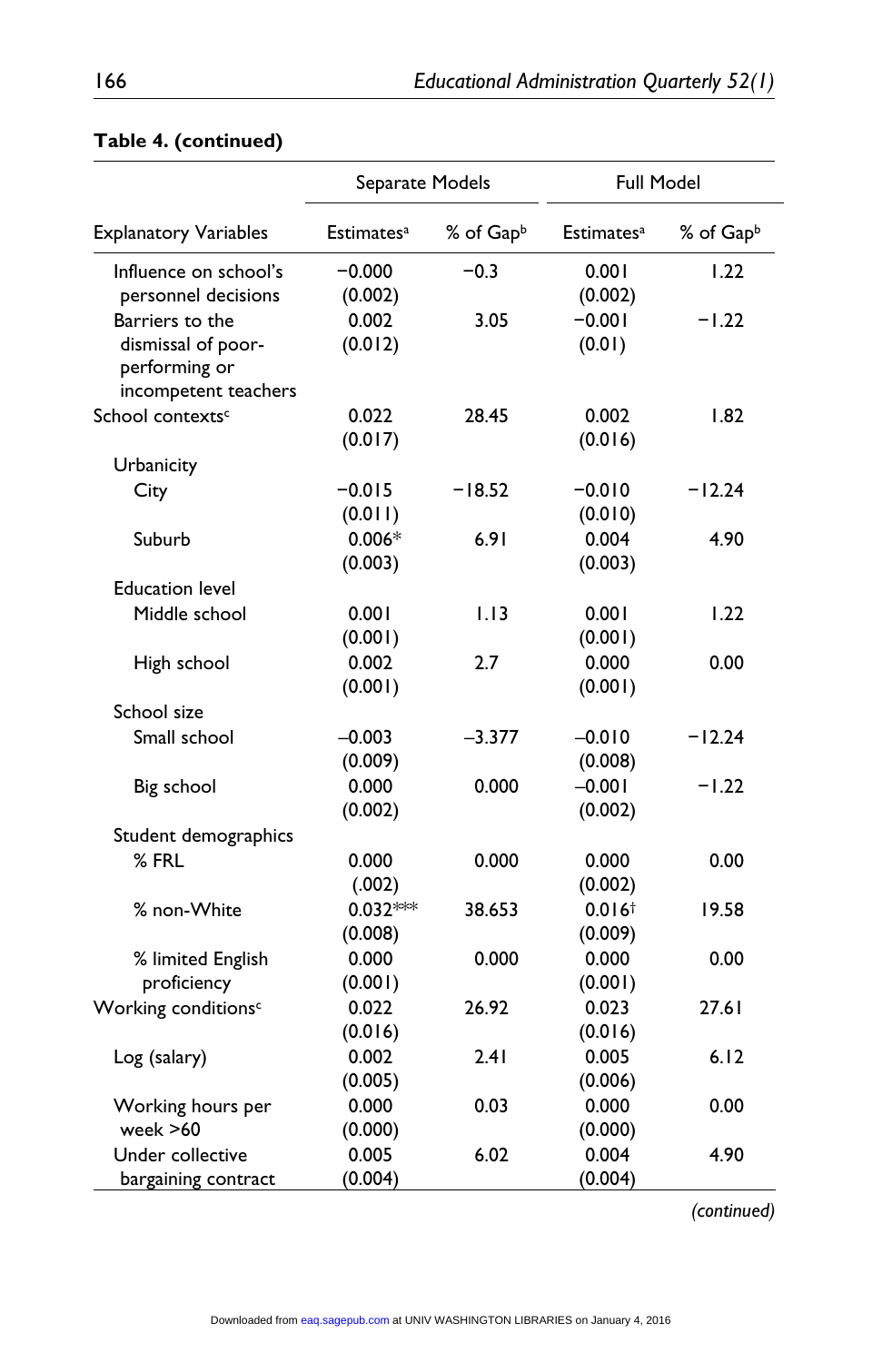**Table 4. (continued)**

| Explanatory Variables | Separate Models | | Full Model | |
|---|---|---|---|---|
| | Estimates[a] | % of Gap[b] | Estimates[a] | % of Gap[b] |
| Influence on school's personnel decisions | −0.000 (0.002) | −0.3 | 0.001 (0.002) | 1.22 |
| Barriers to the dismissal of poor-performing or incompetent teachers | 0.002 (0.012) | 3.05 | −0.001 (0.01) | −1.22 |
| School contexts[c] | 0.022 (0.017) | 28.45 | 0.002 (0.016) | 1.82 |
| Urbanicity | | | | |
| City | −0.015 (0.011) | −18.52 | −0.010 (0.010) | −12.24 |
| Suburb | 0.006* (0.003) | 6.91 | 0.004 (0.003) | 4.90 |
| Education level | | | | |
| Middle school | 0.001 (0.001) | 1.13 | 0.001 (0.001) | 1.22 |
| High school | 0.002 (0.001) | 2.7 | 0.000 (0.001) | 0.00 |
| School size | | | | |
| Small school | –0.003 (0.009) | –3.377 | –0.010 (0.008) | −12.24 |
| Big school | 0.000 (0.002) | 0.000 | –0.001 (0.002) | −1.22 |
| Student demographics | | | | |
| % FRL | 0.000 (.002) | 0.000 | 0.000 (0.002) | 0.00 |
| % non-White | 0.032*** (0.008) | 38.653 | 0.016[†] (0.009) | 19.58 |
| % limited English proficiency | 0.000 (0.001) | 0.000 | 0.000 (0.001) | 0.00 |
| Working conditions[c] | 0.022 (0.016) | 26.92 | 0.023 (0.016) | 27.61 |
| Log (salary) | 0.002 (0.005) | 2.41 | 0.005 (0.006) | 6.12 |
| Working hours per week >60 | 0.000 (0.000) | 0.03 | 0.000 (0.000) | 0.00 |
| Under collective bargaining contract | 0.005 (0.004) | 6.02 | 0.004 (0.004) | 4.90 |

*(continued)*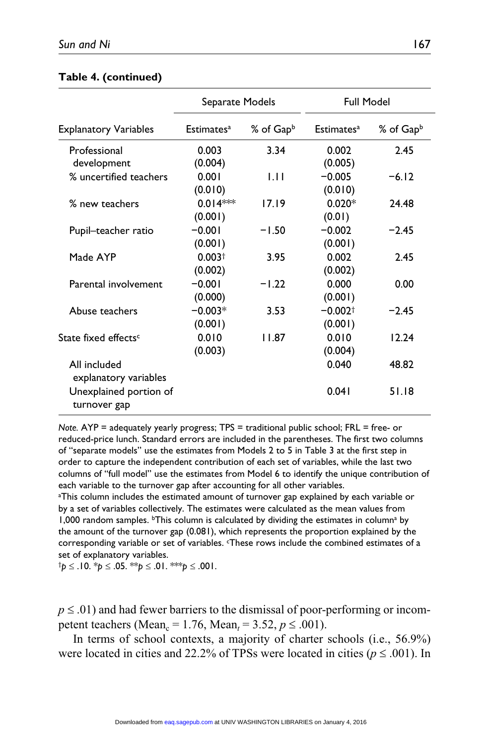**Table 4. (continued)**

| Explanatory Variables | Separate Models | | Full Model | |
|---|---|---|---|---|
| | Estimates[a] | % of Gap[b] | Estimates[a] | % of Gap[b] |
| Professional development | 0.003 (0.004) | 3.34 | 0.002 (0.005) | 2.45 |
| % uncertified teachers | 0.001 (0.010) | 1.11 | −0.005 (0.010) | −6.12 |
| % new teachers | 0.014*** (0.001) | 17.19 | 0.020* (0.01) | 24.48 |
| Pupil–teacher ratio | −0.001 (0.001) | −1.50 | −0.002 (0.001) | −2.45 |
| Made AYP | 0.003† (0.002) | 3.95 | 0.002 (0.002) | 2.45 |
| Parental involvement | −0.001 (0.000) | −1.22 | 0.000 (0.001) | 0.00 |
| Abuse teachers | −0.003* (0.001) | 3.53 | −0.002† (0.001) | −2.45 |
| State fixed effects[c] | 0.010 (0.003) | 11.87 | 0.010 (0.004) | 12.24 |
| All included explanatory variables | | | 0.040 | 48.82 |
| Unexplained portion of turnover gap | | | 0.041 | 51.18 |

*Note.* AYP = adequately yearly progress; TPS = traditional public school; FRL = free- or reduced-price lunch. Standard errors are included in the parentheses. The first two columns of "separate models" use the estimates from Models 2 to 5 in Table 3 at the first step in order to capture the independent contribution of each set of variables, while the last two columns of "full model" use the estimates from Model 6 to identify the unique contribution of each variable to the turnover gap after accounting for all other variables.
[a]This column includes the estimated amount of turnover gap explained by each variable or by a set of variables collectively. The estimates were calculated as the mean values from 1,000 random samples. [b]This column is calculated by dividing the estimates in column[a] by the amount of the turnover gap (0.081), which represents the proportion explained by the corresponding variable or set of variables. [c]These rows include the combined estimates of a set of explanatory variables.
†$p \leq .10$. *$p \leq .05$. **$p \leq .01$. ***$p \leq .001$.

$p \leq .01$) and had fewer barriers to the dismissal of poor-performing or incompetent teachers ($\text{Mean}_c = 1.76$, $\text{Mean}_t = 3.52$, $p \leq .001$).

In terms of school contexts, a majority of charter schools (i.e., 56.9%) were located in cities and 22.2% of TPSs were located in cities ($p \leq .001$). In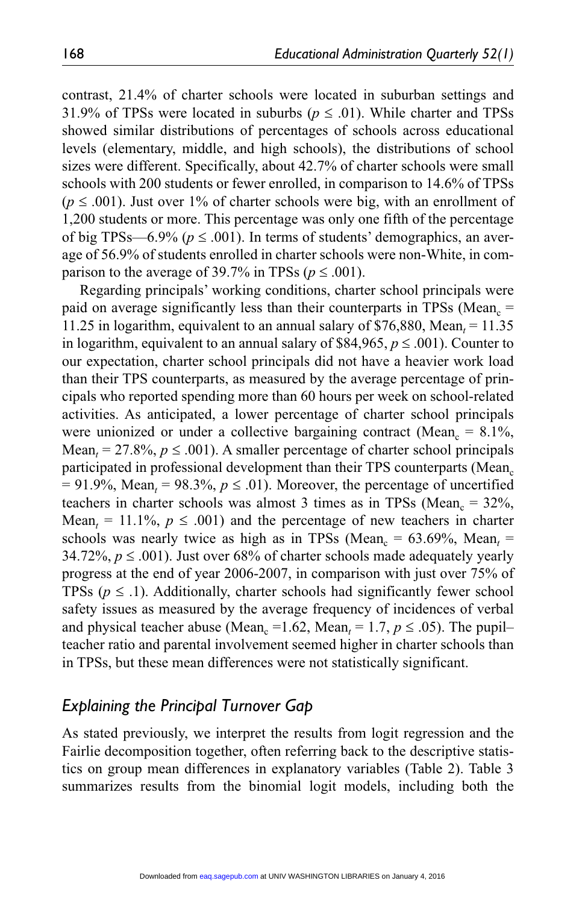contrast, 21.4% of charter schools were located in suburban settings and 31.9% of TPSs were located in suburbs ($p \leq .01$). While charter and TPSs showed similar distributions of percentages of schools across educational levels (elementary, middle, and high schools), the distributions of school sizes were different. Specifically, about 42.7% of charter schools were small schools with 200 students or fewer enrolled, in comparison to 14.6% of TPSs ($p \leq .001$). Just over 1% of charter schools were big, with an enrollment of 1,200 students or more. This percentage was only one fifth of the percentage of big TPSs—6.9% ($p \leq .001$). In terms of students' demographics, an average of 56.9% of students enrolled in charter schools were non-White, in comparison to the average of 39.7% in TPSs ($p \leq .001$).

Regarding principals' working conditions, charter school principals were paid on average significantly less than their counterparts in TPSs ($\text{Mean}_c$ = 11.25 in logarithm, equivalent to an annual salary of $76,880, $\text{Mean}_t$ = 11.35 in logarithm, equivalent to an annual salary of $84,965, $p \leq .001$). Counter to our expectation, charter school principals did not have a heavier work load than their TPS counterparts, as measured by the average percentage of principals who reported spending more than 60 hours per week on school-related activities. As anticipated, a lower percentage of charter school principals were unionized or under a collective bargaining contract ($\text{Mean}_c$ = 8.1%, $\text{Mean}_t$ = 27.8%, $p \leq .001$). A smaller percentage of charter school principals participated in professional development than their TPS counterparts ($\text{Mean}_c$ = 91.9%, $\text{Mean}_t$ = 98.3%, $p \leq .01$). Moreover, the percentage of uncertified teachers in charter schools was almost 3 times as in TPSs ($\text{Mean}_c$ = 32%, $\text{Mean}_t$ = 11.1%, $p \leq .001$) and the percentage of new teachers in charter schools was nearly twice as high as in TPSs ($\text{Mean}_c$ = 63.69%, $\text{Mean}_t$ = 34.72%, $p \leq .001$). Just over 68% of charter schools made adequately yearly progress at the end of year 2006-2007, in comparison with just over 75% of TPSs ($p \leq .1$). Additionally, charter schools had significantly fewer school safety issues as measured by the average frequency of incidences of verbal and physical teacher abuse ($\text{Mean}_c$ =1.62, $\text{Mean}_t$ = 1.7, $p \leq .05$). The pupil–teacher ratio and parental involvement seemed higher in charter schools than in TPSs, but these mean differences were not statistically significant.

## *Explaining the Principal Turnover Gap*

As stated previously, we interpret the results from logit regression and the Fairlie decomposition together, often referring back to the descriptive statistics on group mean differences in explanatory variables (Table 2). Table 3 summarizes results from the binomial logit models, including both the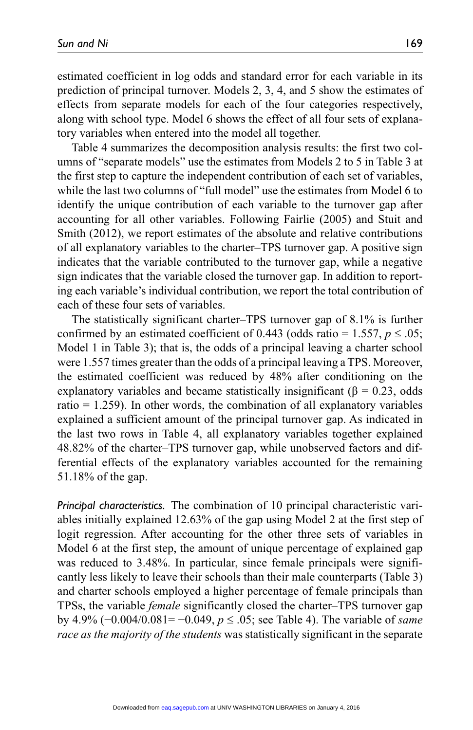estimated coefficient in log odds and standard error for each variable in its prediction of principal turnover. Models 2, 3, 4, and 5 show the estimates of effects from separate models for each of the four categories respectively, along with school type. Model 6 shows the effect of all four sets of explanatory variables when entered into the model all together.

Table 4 summarizes the decomposition analysis results: the first two columns of "separate models" use the estimates from Models 2 to 5 in Table 3 at the first step to capture the independent contribution of each set of variables, while the last two columns of "full model" use the estimates from Model 6 to identify the unique contribution of each variable to the turnover gap after accounting for all other variables. Following Fairlie (2005) and Stuit and Smith (2012), we report estimates of the absolute and relative contributions of all explanatory variables to the charter–TPS turnover gap. A positive sign indicates that the variable contributed to the turnover gap, while a negative sign indicates that the variable closed the turnover gap. In addition to reporting each variable's individual contribution, we report the total contribution of each of these four sets of variables.

The statistically significant charter–TPS turnover gap of 8.1% is further confirmed by an estimated coefficient of 0.443 (odds ratio = 1.557, $p \leq .05$; Model 1 in Table 3); that is, the odds of a principal leaving a charter school were 1.557 times greater than the odds of a principal leaving a TPS. Moreover, the estimated coefficient was reduced by 48% after conditioning on the explanatory variables and became statistically insignificant ($\beta = 0.23$, odds ratio = 1.259). In other words, the combination of all explanatory variables explained a sufficient amount of the principal turnover gap. As indicated in the last two rows in Table 4, all explanatory variables together explained 48.82% of the charter–TPS turnover gap, while unobserved factors and differential effects of the explanatory variables accounted for the remaining 51.18% of the gap.

*Principal characteristics.* The combination of 10 principal characteristic variables initially explained 12.63% of the gap using Model 2 at the first step of logit regression. After accounting for the other three sets of variables in Model 6 at the first step, the amount of unique percentage of explained gap was reduced to 3.48%. In particular, since female principals were significantly less likely to leave their schools than their male counterparts (Table 3) and charter schools employed a higher percentage of female principals than TPSs, the variable *female* significantly closed the charter–TPS turnover gap by 4.9% ($-0.004/0.081 = -0.049$, $p \leq .05$; see Table 4). The variable of *same race as the majority of the students* was statistically significant in the separate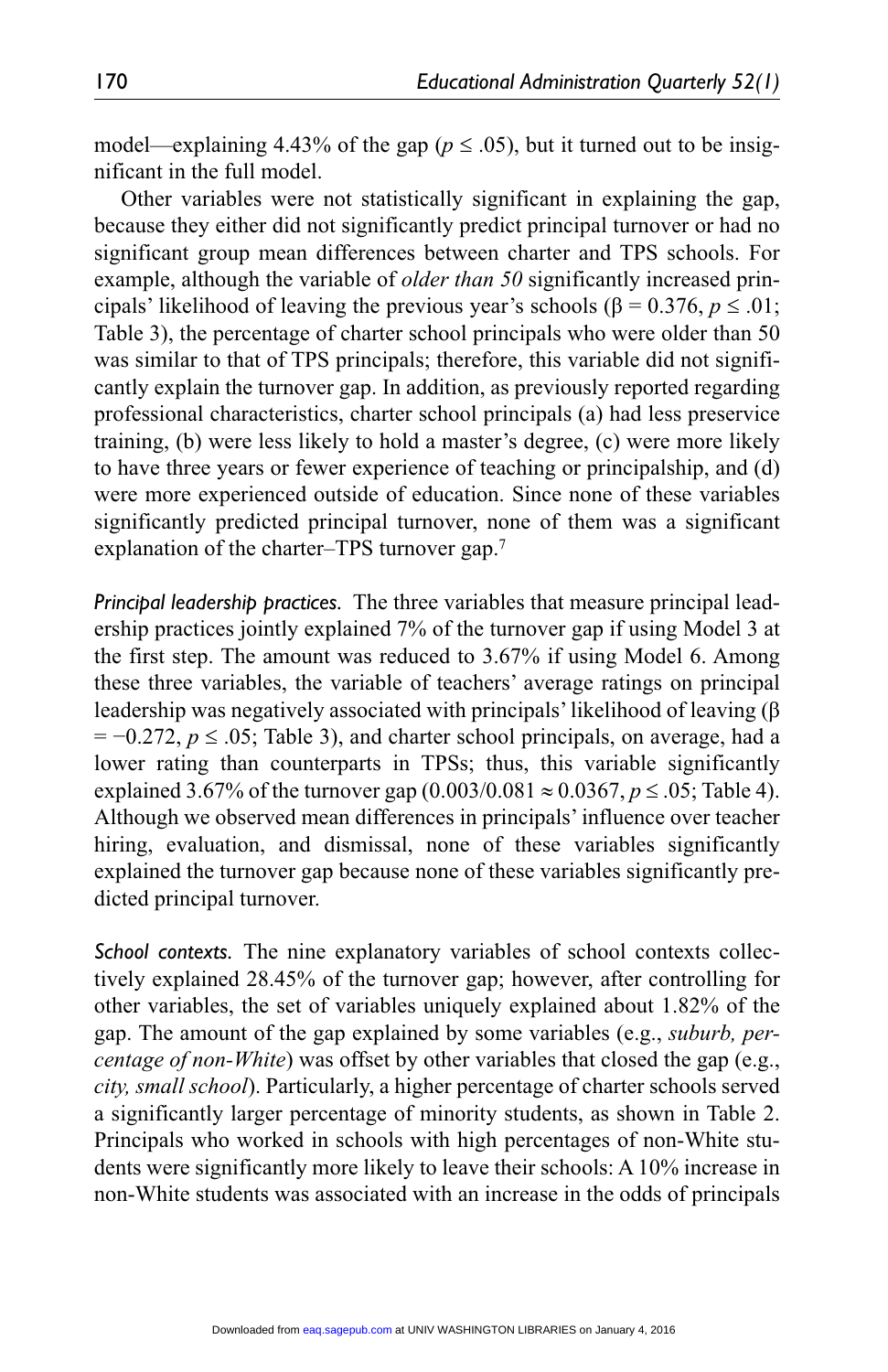model—explaining 4.43% of the gap ($p \leq .05$), but it turned out to be insignificant in the full model.

Other variables were not statistically significant in explaining the gap, because they either did not significantly predict principal turnover or had no significant group mean differences between charter and TPS schools. For example, although the variable of *older than 50* significantly increased principals' likelihood of leaving the previous year's schools ($\beta = 0.376$, $p \leq .01$; Table 3), the percentage of charter school principals who were older than 50 was similar to that of TPS principals; therefore, this variable did not significantly explain the turnover gap. In addition, as previously reported regarding professional characteristics, charter school principals (a) had less preservice training, (b) were less likely to hold a master's degree, (c) were more likely to have three years or fewer experience of teaching or principalship, and (d) were more experienced outside of education. Since none of these variables significantly predicted principal turnover, none of them was a significant explanation of the charter–TPS turnover gap.[7]

*Principal leadership practices.* The three variables that measure principal leadership practices jointly explained 7% of the turnover gap if using Model 3 at the first step. The amount was reduced to 3.67% if using Model 6. Among these three variables, the variable of teachers' average ratings on principal leadership was negatively associated with principals' likelihood of leaving ($\beta = -0.272$, $p \leq .05$; Table 3), and charter school principals, on average, had a lower rating than counterparts in TPSs; thus, this variable significantly explained 3.67% of the turnover gap ($0.003/0.081 \approx 0.0367$, $p \leq .05$; Table 4). Although we observed mean differences in principals' influence over teacher hiring, evaluation, and dismissal, none of these variables significantly explained the turnover gap because none of these variables significantly predicted principal turnover.

*School contexts.* The nine explanatory variables of school contexts collectively explained 28.45% of the turnover gap; however, after controlling for other variables, the set of variables uniquely explained about 1.82% of the gap. The amount of the gap explained by some variables (e.g., *suburb, percentage of non-White*) was offset by other variables that closed the gap (e.g., *city, small school*). Particularly, a higher percentage of charter schools served a significantly larger percentage of minority students, as shown in Table 2. Principals who worked in schools with high percentages of non-White students were significantly more likely to leave their schools: A 10% increase in non-White students was associated with an increase in the odds of principals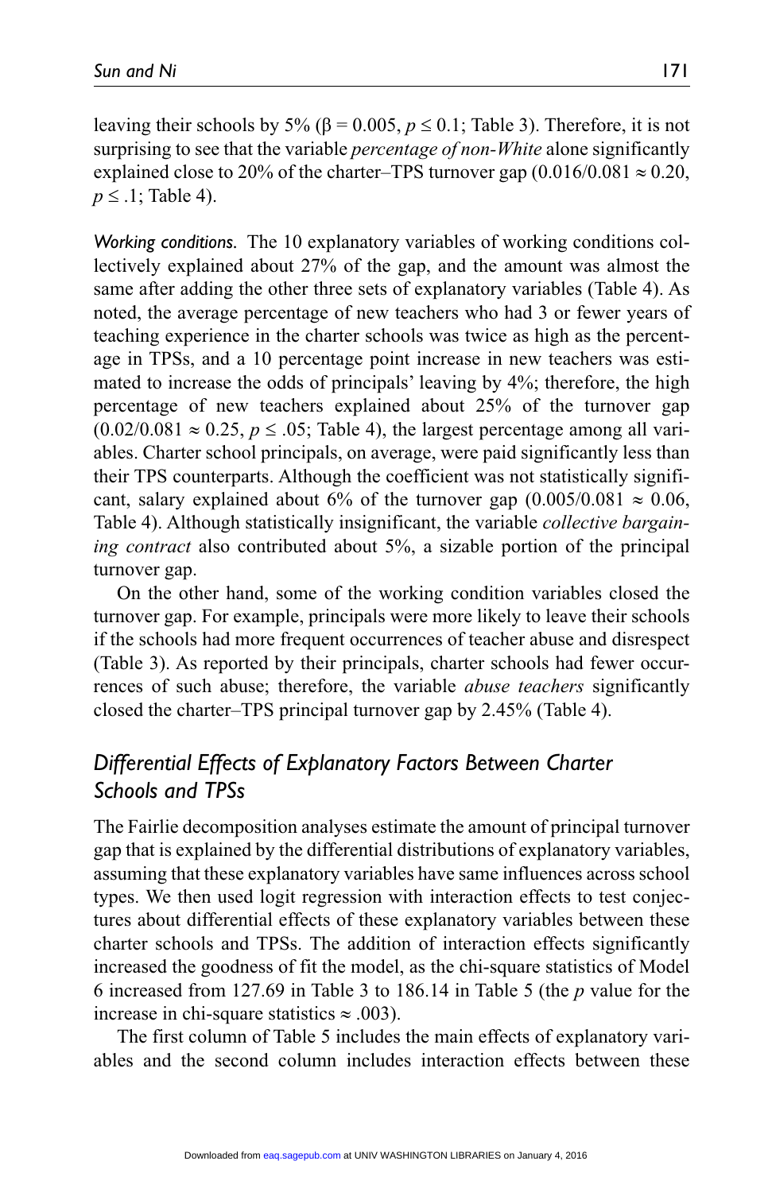leaving their schools by 5% ($\beta = 0.005$, $p \leq 0.1$; Table 3). Therefore, it is not surprising to see that the variable *percentage of non-White* alone significantly explained close to 20% of the charter–TPS turnover gap ($0.016/0.081 \approx 0.20$, $p \leq .1$; Table 4).

*Working conditions.* The 10 explanatory variables of working conditions collectively explained about 27% of the gap, and the amount was almost the same after adding the other three sets of explanatory variables (Table 4). As noted, the average percentage of new teachers who had 3 or fewer years of teaching experience in the charter schools was twice as high as the percentage in TPSs, and a 10 percentage point increase in new teachers was estimated to increase the odds of principals' leaving by 4%; therefore, the high percentage of new teachers explained about 25% of the turnover gap ($0.02/0.081 \approx 0.25$, $p \leq .05$; Table 4), the largest percentage among all variables. Charter school principals, on average, were paid significantly less than their TPS counterparts. Although the coefficient was not statistically significant, salary explained about 6% of the turnover gap ($0.005/0.081 \approx 0.06$, Table 4). Although statistically insignificant, the variable *collective bargaining contract* also contributed about 5%, a sizable portion of the principal turnover gap.

On the other hand, some of the working condition variables closed the turnover gap. For example, principals were more likely to leave their schools if the schools had more frequent occurrences of teacher abuse and disrespect (Table 3). As reported by their principals, charter schools had fewer occurrences of such abuse; therefore, the variable *abuse teachers* significantly closed the charter–TPS principal turnover gap by 2.45% (Table 4).

## Differential Effects of Explanatory Factors Between Charter Schools and TPSs

The Fairlie decomposition analyses estimate the amount of principal turnover gap that is explained by the differential distributions of explanatory variables, assuming that these explanatory variables have same influences across school types. We then used logit regression with interaction effects to test conjectures about differential effects of these explanatory variables between these charter schools and TPSs. The addition of interaction effects significantly increased the goodness of fit the model, as the chi-square statistics of Model 6 increased from 127.69 in Table 3 to 186.14 in Table 5 (the $p$ value for the increase in chi-square statistics $\approx .003$).

The first column of Table 5 includes the main effects of explanatory variables and the second column includes interaction effects between these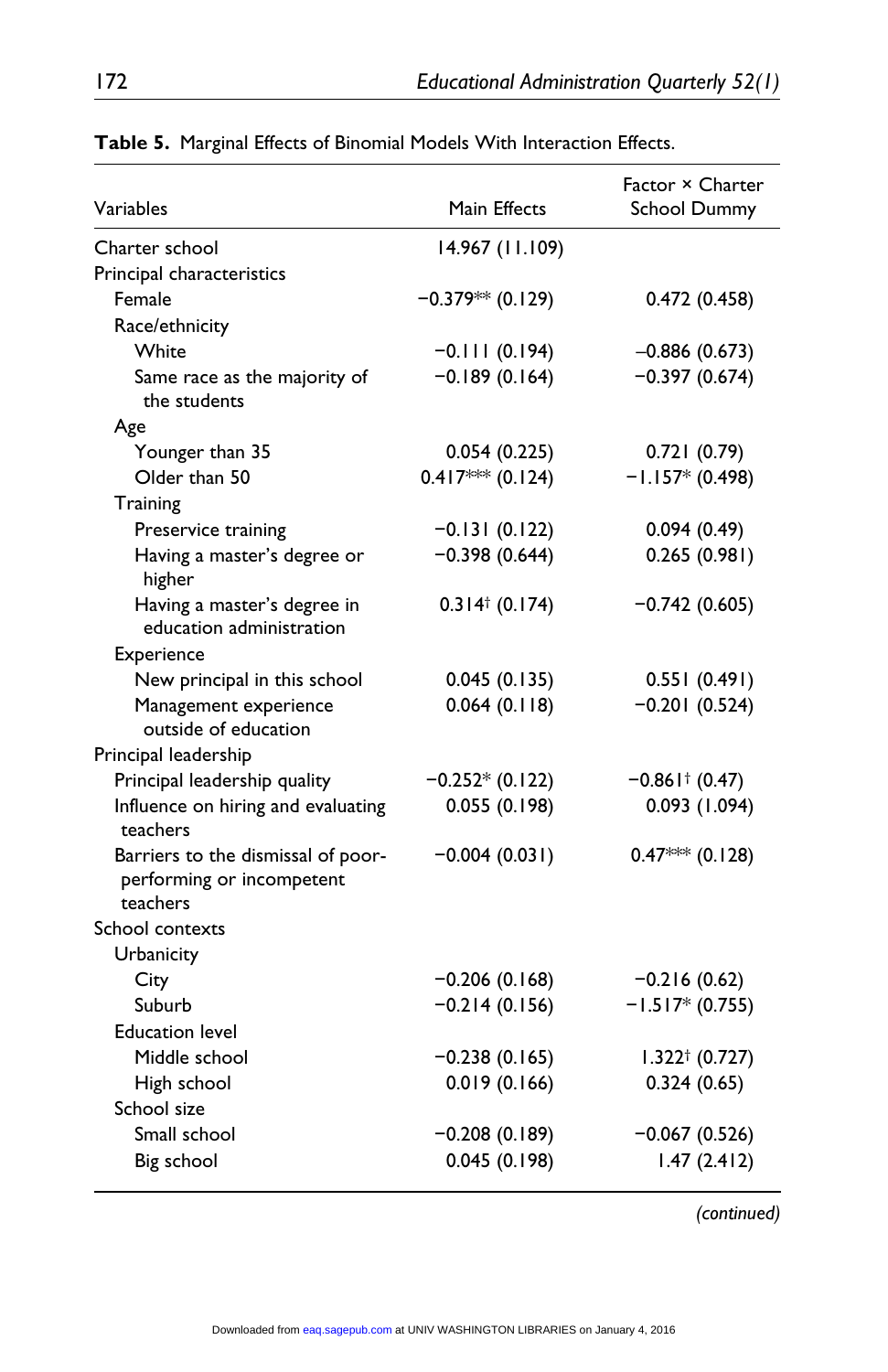**Table 5.** Marginal Effects of Binomial Models With Interaction Effects.

| Variables | Main Effects | Factor × Charter School Dummy |
|---|---|---|
| Charter school | 14.967 (11.109) | |
| Principal characteristics | | |
| Female | −0.379** (0.129) | 0.472 (0.458) |
| Race/ethnicity | | |
| White | −0.111 (0.194) | −0.886 (0.673) |
| Same race as the majority of the students | −0.189 (0.164) | −0.397 (0.674) |
| Age | | |
| Younger than 35 | 0.054 (0.225) | 0.721 (0.79) |
| Older than 50 | 0.417*** (0.124) | −1.157* (0.498) |
| Training | | |
| Preservice training | −0.131 (0.122) | 0.094 (0.49) |
| Having a master's degree or higher | −0.398 (0.644) | 0.265 (0.981) |
| Having a master's degree in education administration | 0.314† (0.174) | −0.742 (0.605) |
| Experience | | |
| New principal in this school | 0.045 (0.135) | 0.551 (0.491) |
| Management experience outside of education | 0.064 (0.118) | −0.201 (0.524) |
| Principal leadership | | |
| Principal leadership quality | −0.252* (0.122) | −0.861† (0.47) |
| Influence on hiring and evaluating teachers | 0.055 (0.198) | 0.093 (1.094) |
| Barriers to the dismissal of poor-performing or incompetent teachers | −0.004 (0.031) | 0.47*** (0.128) |
| School contexts | | |
| Urbanicity | | |
| City | −0.206 (0.168) | −0.216 (0.62) |
| Suburb | −0.214 (0.156) | −1.517* (0.755) |
| Education level | | |
| Middle school | −0.238 (0.165) | 1.322† (0.727) |
| High school | 0.019 (0.166) | 0.324 (0.65) |
| School size | | |
| Small school | −0.208 (0.189) | −0.067 (0.526) |
| Big school | 0.045 (0.198) | 1.47 (2.412) |

*(continued)*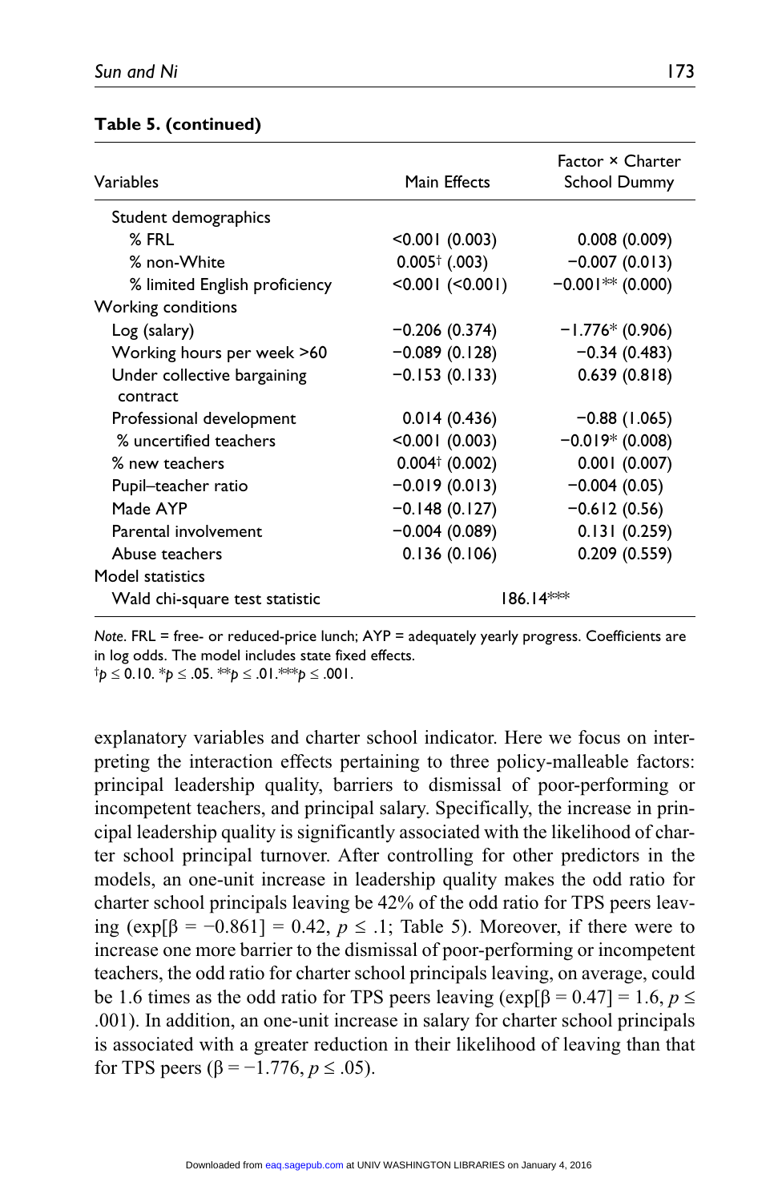**Table 5. (continued)**

| Variables | Main Effects | Factor × Charter School Dummy |
|---|---|---|
| Student demographics | | |
| % FRL | <0.001 (0.003) | 0.008 (0.009) |
| % non-White | 0.005† (.003) | −0.007 (0.013) |
| % limited English proficiency | <0.001 (<0.001) | −0.001** (0.000) |
| Working conditions | | |
| Log (salary) | −0.206 (0.374) | −1.776* (0.906) |
| Working hours per week >60 | −0.089 (0.128) | −0.34 (0.483) |
| Under collective bargaining contract | −0.153 (0.133) | 0.639 (0.818) |
| Professional development | 0.014 (0.436) | −0.88 (1.065) |
| % uncertified teachers | <0.001 (0.003) | −0.019* (0.008) |
| % new teachers | 0.004† (0.002) | 0.001 (0.007) |
| Pupil–teacher ratio | −0.019 (0.013) | −0.004 (0.05) |
| Made AYP | −0.148 (0.127) | −0.612 (0.56) |
| Parental involvement | −0.004 (0.089) | 0.131 (0.259) |
| Abuse teachers | 0.136 (0.106) | 0.209 (0.559) |
| Model statistics | | |
| Wald chi-square test statistic | 186.14*** | |

*Note.* FRL = free- or reduced-price lunch; AYP = adequately yearly progress. Coefficients are in log odds. The model includes state fixed effects.
†$p \leq 0.10$. *$p \leq .05$. **$p \leq .01$. ***$p \leq .001$.

explanatory variables and charter school indicator. Here we focus on interpreting the interaction effects pertaining to three policy-malleable factors: principal leadership quality, barriers to dismissal of poor-performing or incompetent teachers, and principal salary. Specifically, the increase in principal leadership quality is significantly associated with the likelihood of charter school principal turnover. After controlling for other predictors in the models, an one-unit increase in leadership quality makes the odd ratio for charter school principals leaving be 42% of the odd ratio for TPS peers leaving ($\exp[\beta = -0.861] = 0.42$, $p \leq .1$; Table 5). Moreover, if there were to increase one more barrier to the dismissal of poor-performing or incompetent teachers, the odd ratio for charter school principals leaving, on average, could be 1.6 times as the odd ratio for TPS peers leaving ($\exp[\beta = 0.47] = 1.6$, $p \leq .001$). In addition, an one-unit increase in salary for charter school principals is associated with a greater reduction in their likelihood of leaving than that for TPS peers ($\beta = -1.776$, $p \leq .05$).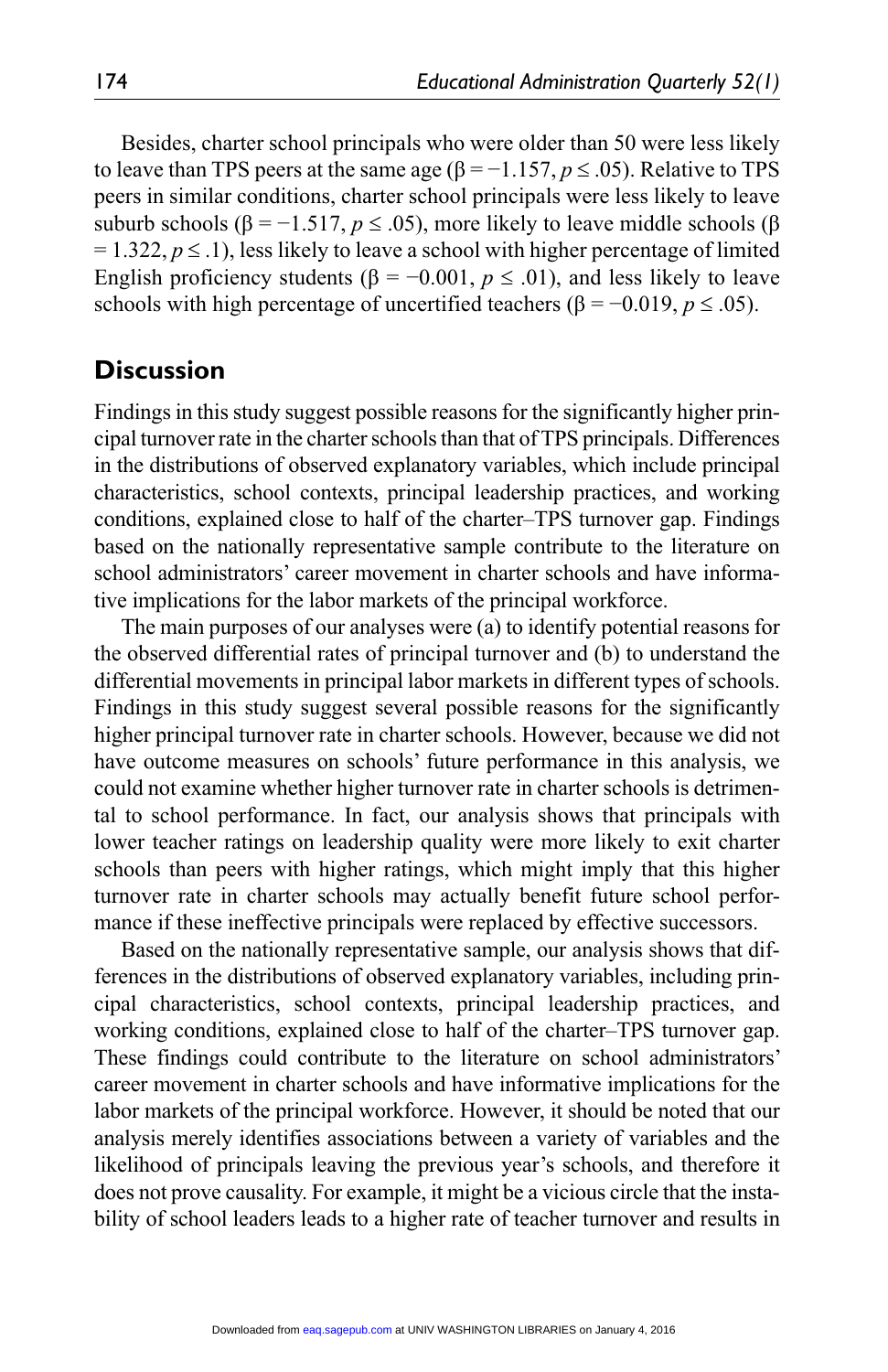Besides, charter school principals who were older than 50 were less likely to leave than TPS peers at the same age ($\beta = -1.157$, $p \leq .05$). Relative to TPS peers in similar conditions, charter school principals were less likely to leave suburb schools ($\beta = -1.517$, $p \leq .05$), more likely to leave middle schools ($\beta = 1.322$, $p \leq .1$), less likely to leave a school with higher percentage of limited English proficiency students ($\beta = -0.001$, $p \leq .01$), and less likely to leave schools with high percentage of uncertified teachers ($\beta = -0.019$, $p \leq .05$).

## Discussion

Findings in this study suggest possible reasons for the significantly higher principal turnover rate in the charter schools than that of TPS principals. Differences in the distributions of observed explanatory variables, which include principal characteristics, school contexts, principal leadership practices, and working conditions, explained close to half of the charter–TPS turnover gap. Findings based on the nationally representative sample contribute to the literature on school administrators' career movement in charter schools and have informative implications for the labor markets of the principal workforce.

The main purposes of our analyses were (a) to identify potential reasons for the observed differential rates of principal turnover and (b) to understand the differential movements in principal labor markets in different types of schools. Findings in this study suggest several possible reasons for the significantly higher principal turnover rate in charter schools. However, because we did not have outcome measures on schools' future performance in this analysis, we could not examine whether higher turnover rate in charter schools is detrimental to school performance. In fact, our analysis shows that principals with lower teacher ratings on leadership quality were more likely to exit charter schools than peers with higher ratings, which might imply that this higher turnover rate in charter schools may actually benefit future school performance if these ineffective principals were replaced by effective successors.

Based on the nationally representative sample, our analysis shows that differences in the distributions of observed explanatory variables, including principal characteristics, school contexts, principal leadership practices, and working conditions, explained close to half of the charter–TPS turnover gap. These findings could contribute to the literature on school administrators' career movement in charter schools and have informative implications for the labor markets of the principal workforce. However, it should be noted that our analysis merely identifies associations between a variety of variables and the likelihood of principals leaving the previous year's schools, and therefore it does not prove causality. For example, it might be a vicious circle that the instability of school leaders leads to a higher rate of teacher turnover and results in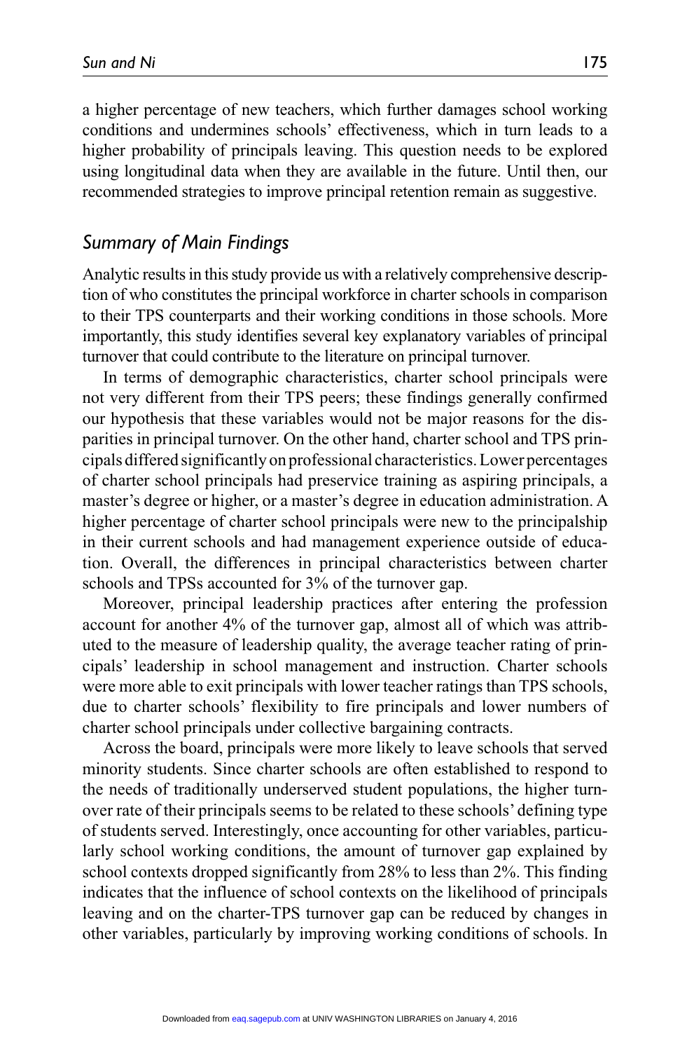a higher percentage of new teachers, which further damages school working conditions and undermines schools' effectiveness, which in turn leads to a higher probability of principals leaving. This question needs to be explored using longitudinal data when they are available in the future. Until then, our recommended strategies to improve principal retention remain as suggestive.

## *Summary of Main Findings*

Analytic results in this study provide us with a relatively comprehensive description of who constitutes the principal workforce in charter schools in comparison to their TPS counterparts and their working conditions in those schools. More importantly, this study identifies several key explanatory variables of principal turnover that could contribute to the literature on principal turnover.

In terms of demographic characteristics, charter school principals were not very different from their TPS peers; these findings generally confirmed our hypothesis that these variables would not be major reasons for the disparities in principal turnover. On the other hand, charter school and TPS principals differed significantly on professional characteristics. Lower percentages of charter school principals had preservice training as aspiring principals, a master's degree or higher, or a master's degree in education administration. A higher percentage of charter school principals were new to the principalship in their current schools and had management experience outside of education. Overall, the differences in principal characteristics between charter schools and TPSs accounted for 3% of the turnover gap.

Moreover, principal leadership practices after entering the profession account for another 4% of the turnover gap, almost all of which was attributed to the measure of leadership quality, the average teacher rating of principals' leadership in school management and instruction. Charter schools were more able to exit principals with lower teacher ratings than TPS schools, due to charter schools' flexibility to fire principals and lower numbers of charter school principals under collective bargaining contracts.

Across the board, principals were more likely to leave schools that served minority students. Since charter schools are often established to respond to the needs of traditionally underserved student populations, the higher turnover rate of their principals seems to be related to these schools' defining type of students served. Interestingly, once accounting for other variables, particularly school working conditions, the amount of turnover gap explained by school contexts dropped significantly from 28% to less than 2%. This finding indicates that the influence of school contexts on the likelihood of principals leaving and on the charter-TPS turnover gap can be reduced by changes in other variables, particularly by improving working conditions of schools. In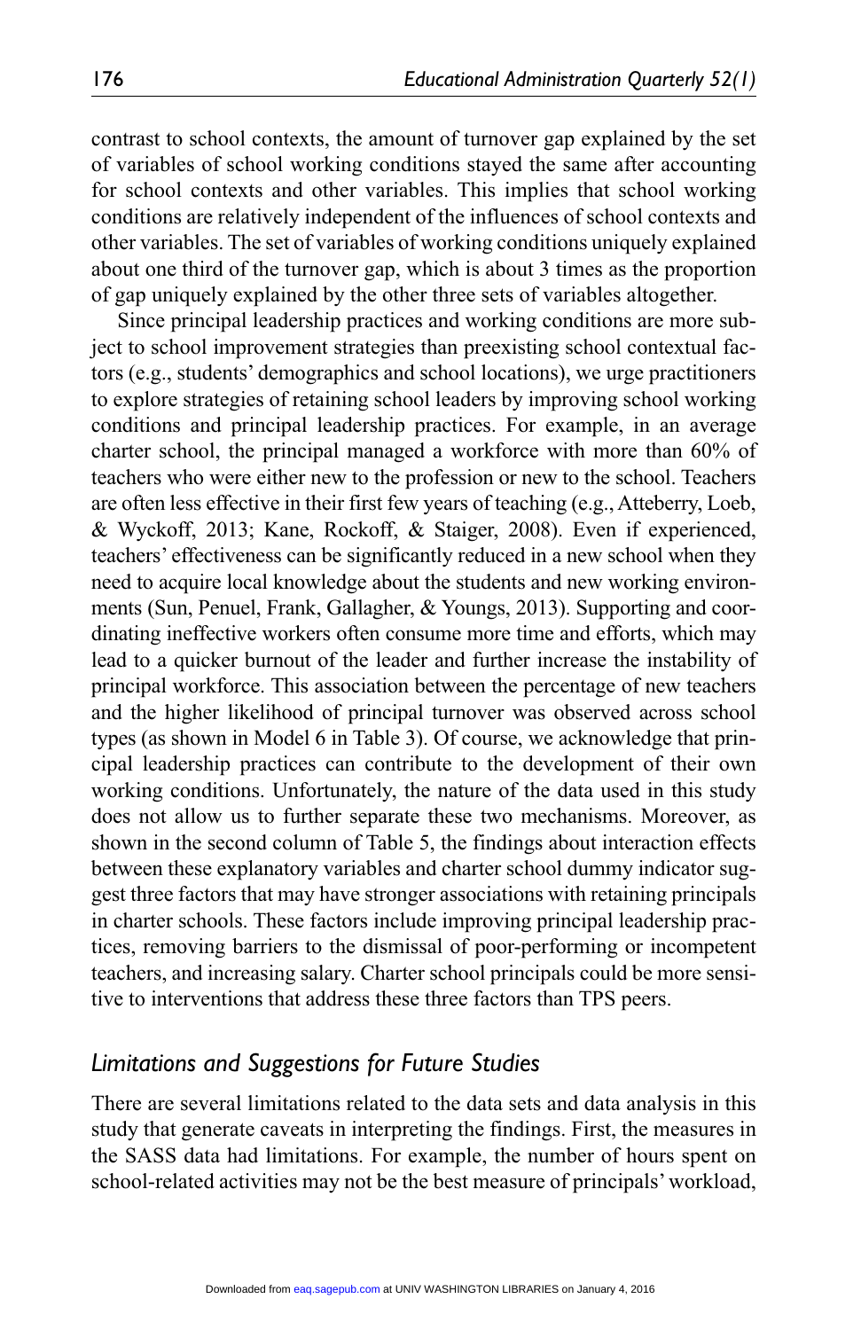contrast to school contexts, the amount of turnover gap explained by the set of variables of school working conditions stayed the same after accounting for school contexts and other variables. This implies that school working conditions are relatively independent of the influences of school contexts and other variables. The set of variables of working conditions uniquely explained about one third of the turnover gap, which is about 3 times as the proportion of gap uniquely explained by the other three sets of variables altogether.

Since principal leadership practices and working conditions are more subject to school improvement strategies than preexisting school contextual factors (e.g., students' demographics and school locations), we urge practitioners to explore strategies of retaining school leaders by improving school working conditions and principal leadership practices. For example, in an average charter school, the principal managed a workforce with more than 60% of teachers who were either new to the profession or new to the school. Teachers are often less effective in their first few years of teaching (e.g., Atteberry, Loeb, & Wyckoff, 2013; Kane, Rockoff, & Staiger, 2008). Even if experienced, teachers' effectiveness can be significantly reduced in a new school when they need to acquire local knowledge about the students and new working environments (Sun, Penuel, Frank, Gallagher, & Youngs, 2013). Supporting and coordinating ineffective workers often consume more time and efforts, which may lead to a quicker burnout of the leader and further increase the instability of principal workforce. This association between the percentage of new teachers and the higher likelihood of principal turnover was observed across school types (as shown in Model 6 in Table 3). Of course, we acknowledge that principal leadership practices can contribute to the development of their own working conditions. Unfortunately, the nature of the data used in this study does not allow us to further separate these two mechanisms. Moreover, as shown in the second column of Table 5, the findings about interaction effects between these explanatory variables and charter school dummy indicator suggest three factors that may have stronger associations with retaining principals in charter schools. These factors include improving principal leadership practices, removing barriers to the dismissal of poor-performing or incompetent teachers, and increasing salary. Charter school principals could be more sensitive to interventions that address these three factors than TPS peers.

## *Limitations and Suggestions for Future Studies*

There are several limitations related to the data sets and data analysis in this study that generate caveats in interpreting the findings. First, the measures in the SASS data had limitations. For example, the number of hours spent on school-related activities may not be the best measure of principals' workload,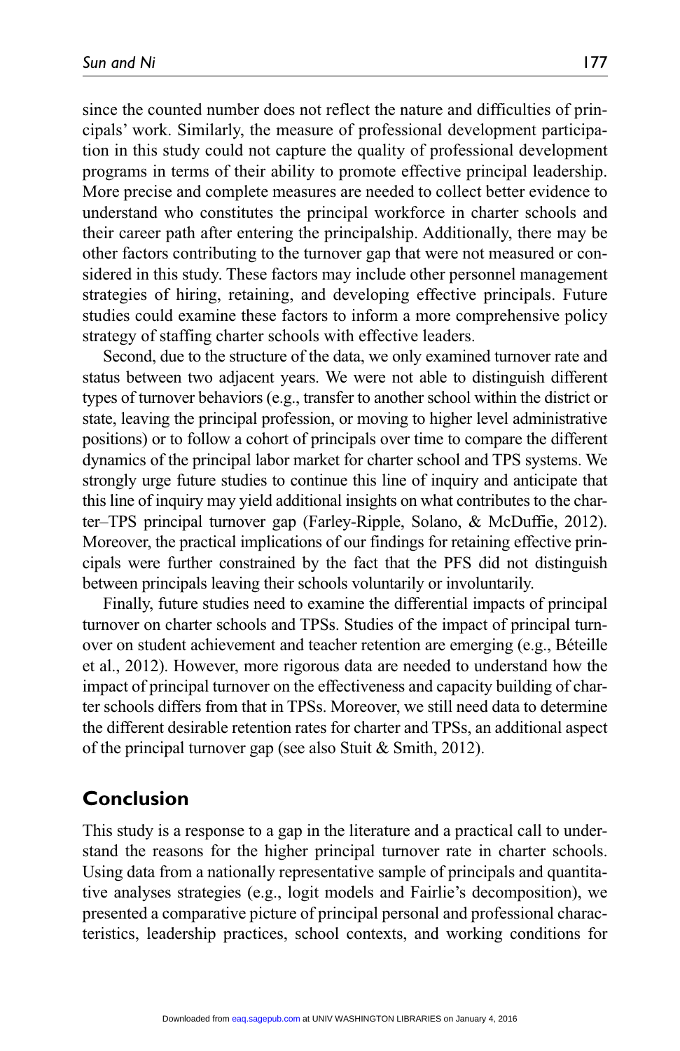since the counted number does not reflect the nature and difficulties of principals' work. Similarly, the measure of professional development participation in this study could not capture the quality of professional development programs in terms of their ability to promote effective principal leadership. More precise and complete measures are needed to collect better evidence to understand who constitutes the principal workforce in charter schools and their career path after entering the principalship. Additionally, there may be other factors contributing to the turnover gap that were not measured or considered in this study. These factors may include other personnel management strategies of hiring, retaining, and developing effective principals. Future studies could examine these factors to inform a more comprehensive policy strategy of staffing charter schools with effective leaders.

Second, due to the structure of the data, we only examined turnover rate and status between two adjacent years. We were not able to distinguish different types of turnover behaviors (e.g., transfer to another school within the district or state, leaving the principal profession, or moving to higher level administrative positions) or to follow a cohort of principals over time to compare the different dynamics of the principal labor market for charter school and TPS systems. We strongly urge future studies to continue this line of inquiry and anticipate that this line of inquiry may yield additional insights on what contributes to the charter–TPS principal turnover gap (Farley-Ripple, Solano, & McDuffie, 2012). Moreover, the practical implications of our findings for retaining effective principals were further constrained by the fact that the PFS did not distinguish between principals leaving their schools voluntarily or involuntarily.

Finally, future studies need to examine the differential impacts of principal turnover on charter schools and TPSs. Studies of the impact of principal turnover on student achievement and teacher retention are emerging (e.g., Béteille et al., 2012). However, more rigorous data are needed to understand how the impact of principal turnover on the effectiveness and capacity building of charter schools differs from that in TPSs. Moreover, we still need data to determine the different desirable retention rates for charter and TPSs, an additional aspect of the principal turnover gap (see also Stuit & Smith, 2012).

## Conclusion

This study is a response to a gap in the literature and a practical call to understand the reasons for the higher principal turnover rate in charter schools. Using data from a nationally representative sample of principals and quantitative analyses strategies (e.g., logit models and Fairlie's decomposition), we presented a comparative picture of principal personal and professional characteristics, leadership practices, school contexts, and working conditions for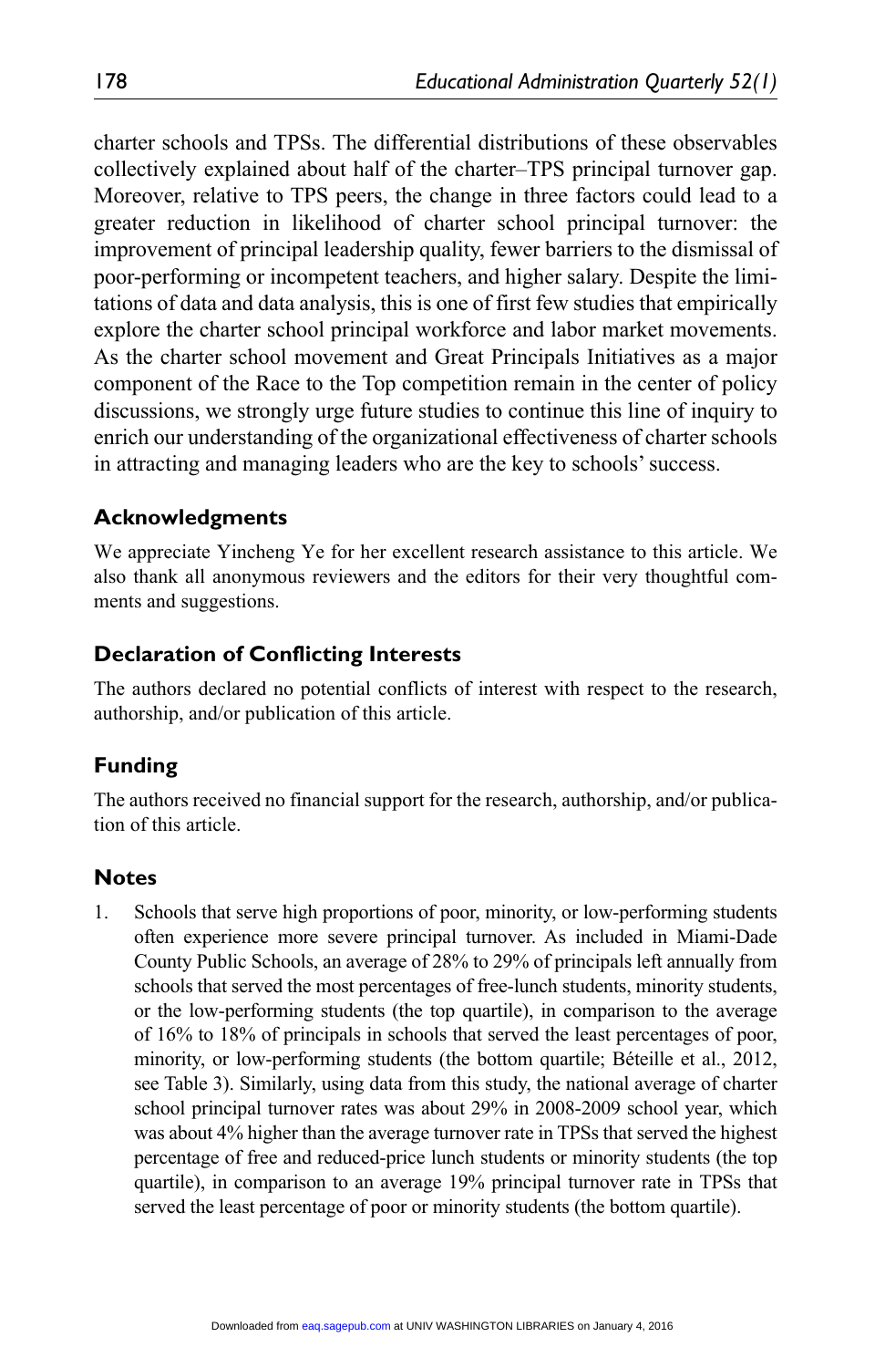charter schools and TPSs. The differential distributions of these observables collectively explained about half of the charter–TPS principal turnover gap. Moreover, relative to TPS peers, the change in three factors could lead to a greater reduction in likelihood of charter school principal turnover: the improvement of principal leadership quality, fewer barriers to the dismissal of poor-performing or incompetent teachers, and higher salary. Despite the limitations of data and data analysis, this is one of first few studies that empirically explore the charter school principal workforce and labor market movements. As the charter school movement and Great Principals Initiatives as a major component of the Race to the Top competition remain in the center of policy discussions, we strongly urge future studies to continue this line of inquiry to enrich our understanding of the organizational effectiveness of charter schools in attracting and managing leaders who are the key to schools' success.

## Acknowledgments

We appreciate Yincheng Ye for her excellent research assistance to this article. We also thank all anonymous reviewers and the editors for their very thoughtful comments and suggestions.

## Declaration of Conflicting Interests

The authors declared no potential conflicts of interest with respect to the research, authorship, and/or publication of this article.

## Funding

The authors received no financial support for the research, authorship, and/or publication of this article.

## Notes

1. Schools that serve high proportions of poor, minority, or low-performing students often experience more severe principal turnover. As included in Miami-Dade County Public Schools, an average of 28% to 29% of principals left annually from schools that served the most percentages of free-lunch students, minority students, or the low-performing students (the top quartile), in comparison to the average of 16% to 18% of principals in schools that served the least percentages of poor, minority, or low-performing students (the bottom quartile; Béteille et al., 2012, see Table 3). Similarly, using data from this study, the national average of charter school principal turnover rates was about 29% in 2008-2009 school year, which was about 4% higher than the average turnover rate in TPSs that served the highest percentage of free and reduced-price lunch students or minority students (the top quartile), in comparison to an average 19% principal turnover rate in TPSs that served the least percentage of poor or minority students (the bottom quartile).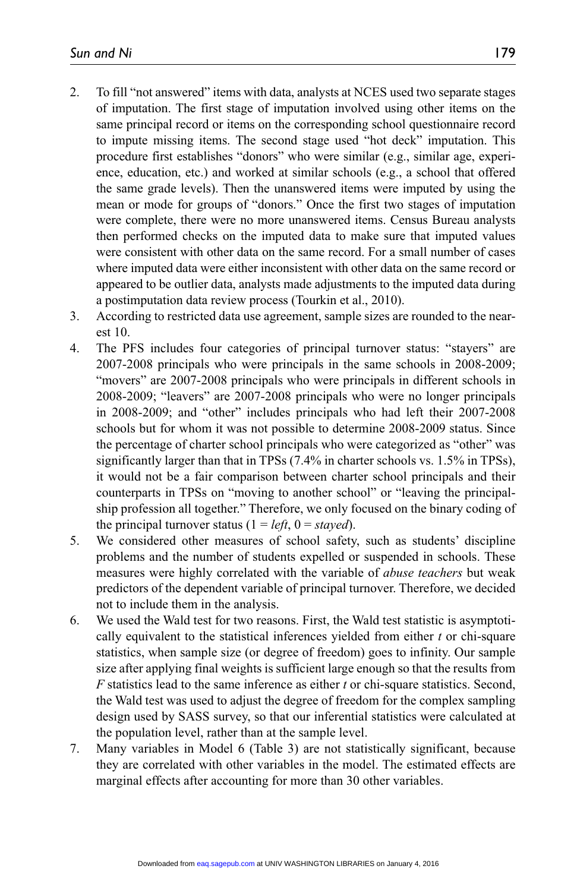2. To fill "not answered" items with data, analysts at NCES used two separate stages of imputation. The first stage of imputation involved using other items on the same principal record or items on the corresponding school questionnaire record to impute missing items. The second stage used "hot deck" imputation. This procedure first establishes "donors" who were similar (e.g., similar age, experience, education, etc.) and worked at similar schools (e.g., a school that offered the same grade levels). Then the unanswered items were imputed by using the mean or mode for groups of "donors." Once the first two stages of imputation were complete, there were no more unanswered items. Census Bureau analysts then performed checks on the imputed data to make sure that imputed values were consistent with other data on the same record. For a small number of cases where imputed data were either inconsistent with other data on the same record or appeared to be outlier data, analysts made adjustments to the imputed data during a postimputation data review process (Tourkin et al., 2010).
3. According to restricted data use agreement, sample sizes are rounded to the nearest 10.
4. The PFS includes four categories of principal turnover status: "stayers" are 2007-2008 principals who were principals in the same schools in 2008-2009; "movers" are 2007-2008 principals who were principals in different schools in 2008-2009; "leavers" are 2007-2008 principals who were no longer principals in 2008-2009; and "other" includes principals who had left their 2007-2008 schools but for whom it was not possible to determine 2008-2009 status. Since the percentage of charter school principals who were categorized as "other" was significantly larger than that in TPSs (7.4% in charter schools vs. 1.5% in TPSs), it would not be a fair comparison between charter school principals and their counterparts in TPSs on "moving to another school" or "leaving the principalship profession all together." Therefore, we only focused on the binary coding of the principal turnover status (1 = *left*, 0 = *stayed*).
5. We considered other measures of school safety, such as students' discipline problems and the number of students expelled or suspended in schools. These measures were highly correlated with the variable of *abuse teachers* but weak predictors of the dependent variable of principal turnover. Therefore, we decided not to include them in the analysis.
6. We used the Wald test for two reasons. First, the Wald test statistic is asymptotically equivalent to the statistical inferences yielded from either $t$ or chi-square statistics, when sample size (or degree of freedom) goes to infinity. Our sample size after applying final weights is sufficient large enough so that the results from $F$ statistics lead to the same inference as either $t$ or chi-square statistics. Second, the Wald test was used to adjust the degree of freedom for the complex sampling design used by SASS survey, so that our inferential statistics were calculated at the population level, rather than at the sample level.
7. Many variables in Model 6 (Table 3) are not statistically significant, because they are correlated with other variables in the model. The estimated effects are marginal effects after accounting for more than 30 other variables.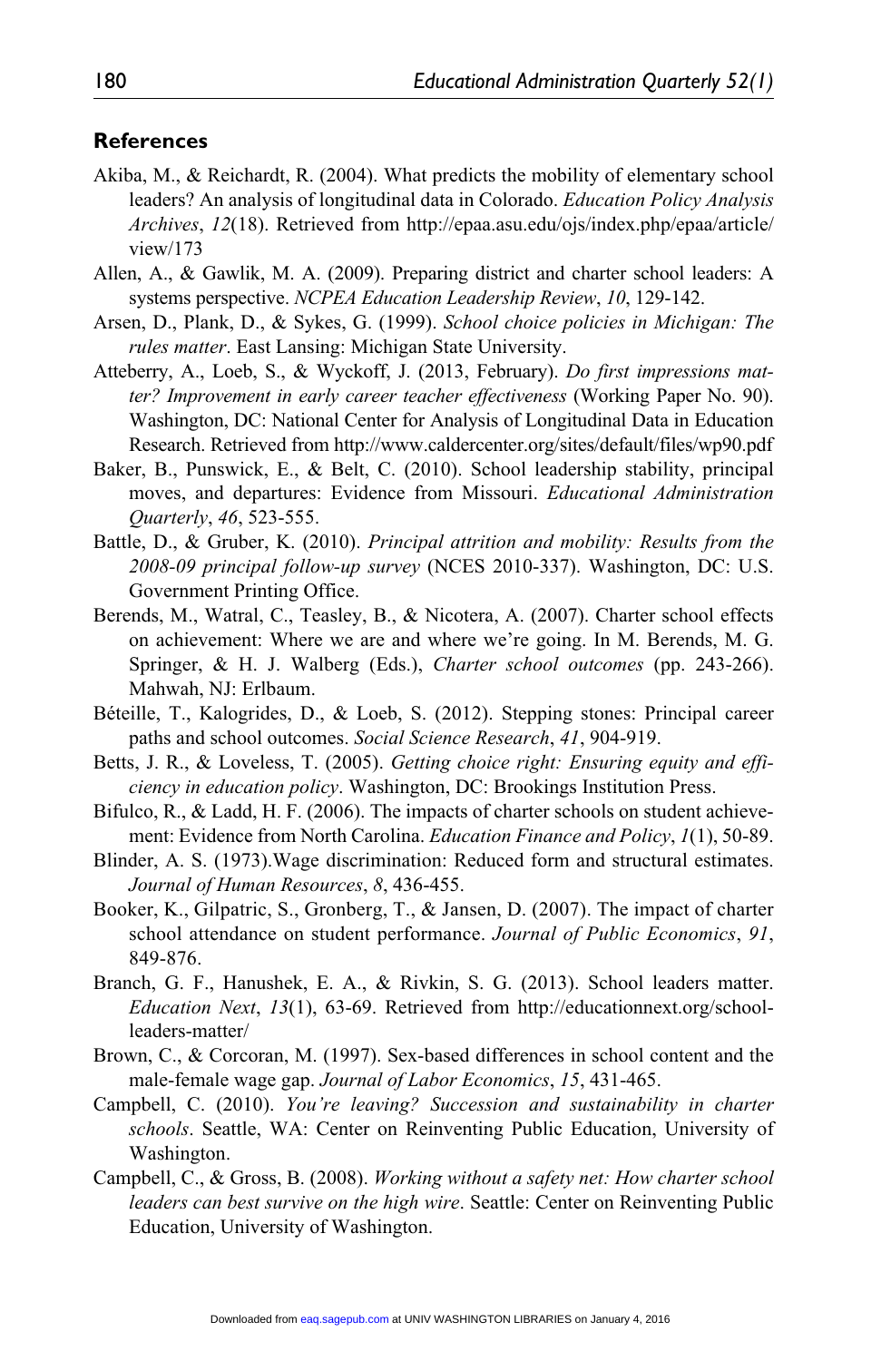## References

Akiba, M., & Reichardt, R. (2004). What predicts the mobility of elementary school leaders? An analysis of longitudinal data in Colorado. *Education Policy Analysis Archives*, *12*(18). Retrieved from http://epaa.asu.edu/ojs/index.php/epaa/article/view/173

Allen, A., & Gawlik, M. A. (2009). Preparing district and charter school leaders: A systems perspective. *NCPEA Education Leadership Review*, *10*, 129-142.

Arsen, D., Plank, D., & Sykes, G. (1999). *School choice policies in Michigan: The rules matter*. East Lansing: Michigan State University.

Atteberry, A., Loeb, S., & Wyckoff, J. (2013, February). *Do first impressions matter? Improvement in early career teacher effectiveness* (Working Paper No. 90). Washington, DC: National Center for Analysis of Longitudinal Data in Education Research. Retrieved from http://www.caldercenter.org/sites/default/files/wp90.pdf

Baker, B., Punswick, E., & Belt, C. (2010). School leadership stability, principal moves, and departures: Evidence from Missouri. *Educational Administration Quarterly*, *46*, 523-555.

Battle, D., & Gruber, K. (2010). *Principal attrition and mobility: Results from the 2008-09 principal follow-up survey* (NCES 2010-337). Washington, DC: U.S. Government Printing Office.

Berends, M., Watral, C., Teasley, B., & Nicotera, A. (2007). Charter school effects on achievement: Where we are and where we're going. In M. Berends, M. G. Springer, & H. J. Walberg (Eds.), *Charter school outcomes* (pp. 243-266). Mahwah, NJ: Erlbaum.

Béteille, T., Kalogrides, D., & Loeb, S. (2012). Stepping stones: Principal career paths and school outcomes. *Social Science Research*, *41*, 904-919.

Betts, J. R., & Loveless, T. (2005). *Getting choice right: Ensuring equity and efficiency in education policy*. Washington, DC: Brookings Institution Press.

Bifulco, R., & Ladd, H. F. (2006). The impacts of charter schools on student achievement: Evidence from North Carolina. *Education Finance and Policy*, *1*(1), 50-89.

Blinder, A. S. (1973).Wage discrimination: Reduced form and structural estimates. *Journal of Human Resources*, *8*, 436-455.

Booker, K., Gilpatric, S., Gronberg, T., & Jansen, D. (2007). The impact of charter school attendance on student performance. *Journal of Public Economics*, *91*, 849-876.

Branch, G. F., Hanushek, E. A., & Rivkin, S. G. (2013). School leaders matter. *Education Next*, *13*(1), 63-69. Retrieved from http://educationnext.org/school-leaders-matter/

Brown, C., & Corcoran, M. (1997). Sex-based differences in school content and the male-female wage gap. *Journal of Labor Economics*, *15*, 431-465.

Campbell, C. (2010). *You're leaving? Succession and sustainability in charter schools*. Seattle, WA: Center on Reinventing Public Education, University of Washington.

Campbell, C., & Gross, B. (2008). *Working without a safety net: How charter school leaders can best survive on the high wire*. Seattle: Center on Reinventing Public Education, University of Washington.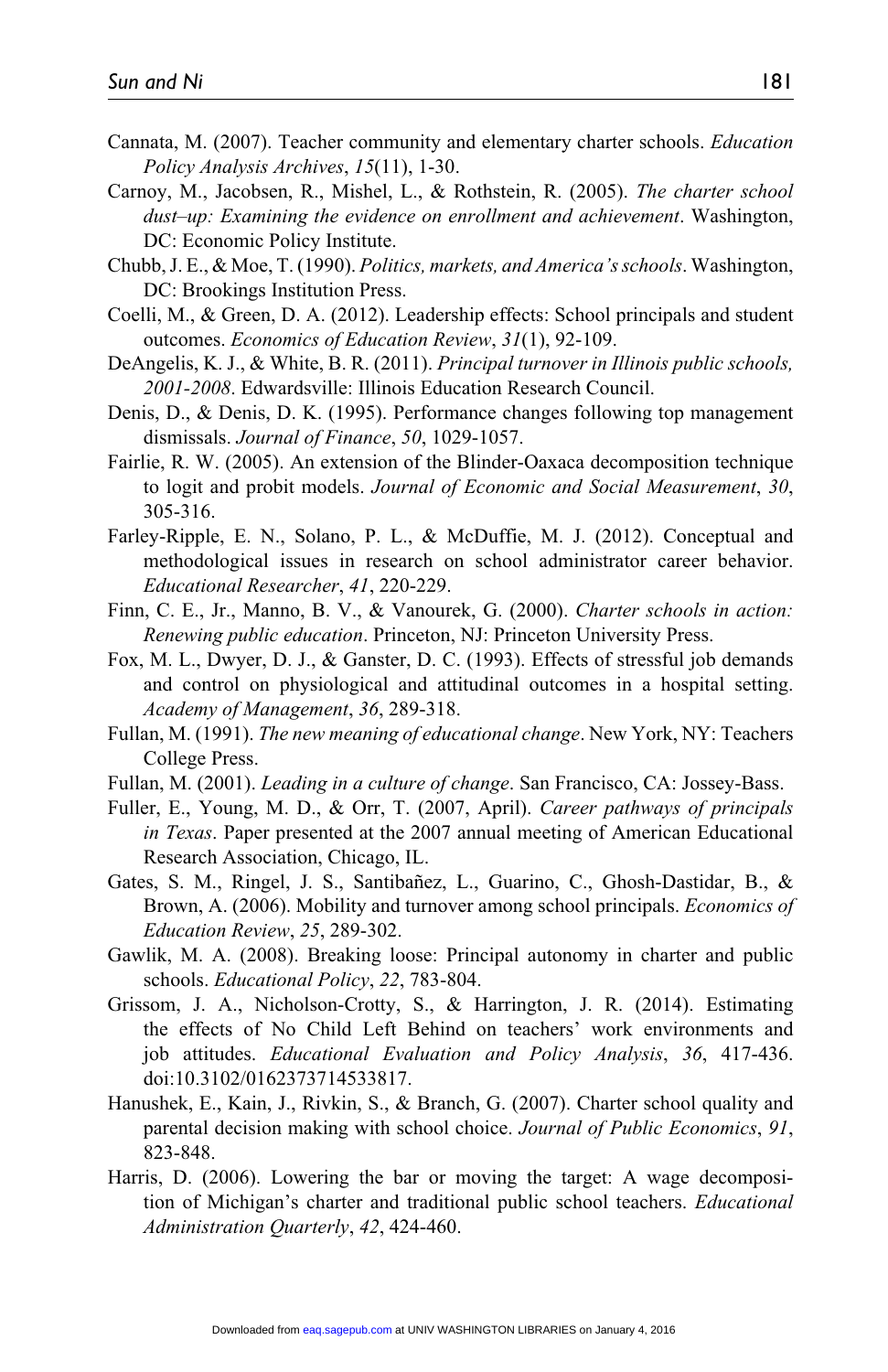Cannata, M. (2007). Teacher community and elementary charter schools. *Education Policy Analysis Archives*, *15*(11), 1-30.

Carnoy, M., Jacobsen, R., Mishel, L., & Rothstein, R. (2005). *The charter school dust–up: Examining the evidence on enrollment and achievement*. Washington, DC: Economic Policy Institute.

Chubb, J. E., & Moe, T. (1990). *Politics, markets, and America's schools*. Washington, DC: Brookings Institution Press.

Coelli, M., & Green, D. A. (2012). Leadership effects: School principals and student outcomes. *Economics of Education Review*, *31*(1), 92-109.

DeAngelis, K. J., & White, B. R. (2011). *Principal turnover in Illinois public schools, 2001-2008*. Edwardsville: Illinois Education Research Council.

Denis, D., & Denis, D. K. (1995). Performance changes following top management dismissals. *Journal of Finance*, *50*, 1029-1057.

Fairlie, R. W. (2005). An extension of the Blinder-Oaxaca decomposition technique to logit and probit models. *Journal of Economic and Social Measurement*, *30*, 305-316.

Farley-Ripple, E. N., Solano, P. L., & McDuffie, M. J. (2012). Conceptual and methodological issues in research on school administrator career behavior. *Educational Researcher*, *41*, 220-229.

Finn, C. E., Jr., Manno, B. V., & Vanourek, G. (2000). *Charter schools in action: Renewing public education*. Princeton, NJ: Princeton University Press.

Fox, M. L., Dwyer, D. J., & Ganster, D. C. (1993). Effects of stressful job demands and control on physiological and attitudinal outcomes in a hospital setting. *Academy of Management*, *36*, 289-318.

Fullan, M. (1991). *The new meaning of educational change*. New York, NY: Teachers College Press.

Fullan, M. (2001). *Leading in a culture of change*. San Francisco, CA: Jossey-Bass.

Fuller, E., Young, M. D., & Orr, T. (2007, April). *Career pathways of principals in Texas*. Paper presented at the 2007 annual meeting of American Educational Research Association, Chicago, IL.

Gates, S. M., Ringel, J. S., Santibañez, L., Guarino, C., Ghosh-Dastidar, B., & Brown, A. (2006). Mobility and turnover among school principals. *Economics of Education Review*, *25*, 289-302.

Gawlik, M. A. (2008). Breaking loose: Principal autonomy in charter and public schools. *Educational Policy*, *22*, 783-804.

Grissom, J. A., Nicholson-Crotty, S., & Harrington, J. R. (2014). Estimating the effects of No Child Left Behind on teachers' work environments and job attitudes. *Educational Evaluation and Policy Analysis*, *36*, 417-436. doi:10.3102/0162373714533817.

Hanushek, E., Kain, J., Rivkin, S., & Branch, G. (2007). Charter school quality and parental decision making with school choice. *Journal of Public Economics*, *91*, 823-848.

Harris, D. (2006). Lowering the bar or moving the target: A wage decomposition of Michigan's charter and traditional public school teachers. *Educational Administration Quarterly*, *42*, 424-460.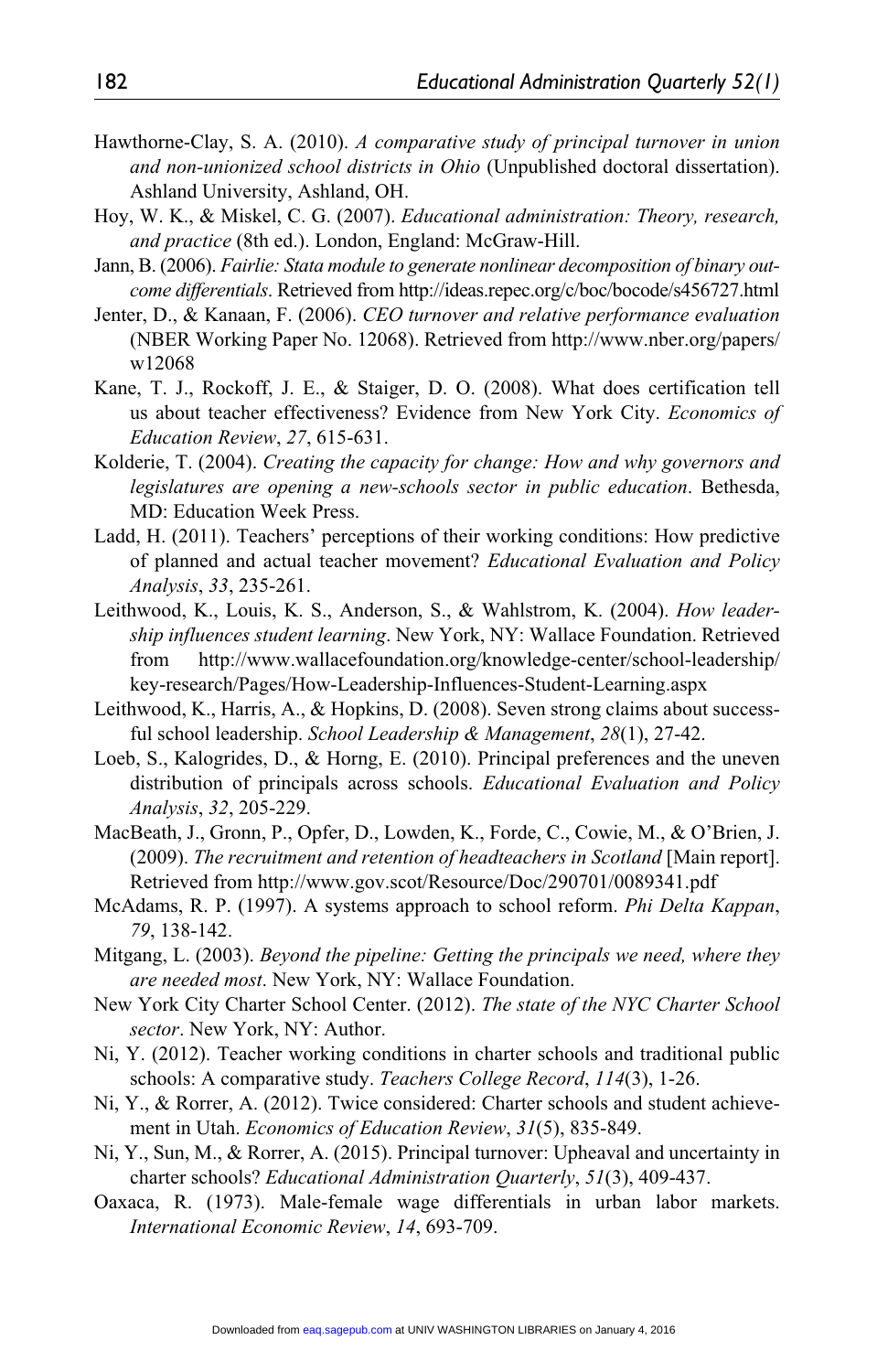Hawthorne-Clay, S. A. (2010). *A comparative study of principal turnover in union and non-unionized school districts in Ohio* (Unpublished doctoral dissertation). Ashland University, Ashland, OH.

Hoy, W. K., & Miskel, C. G. (2007). *Educational administration: Theory, research, and practice* (8th ed.). London, England: McGraw-Hill.

Jann, B. (2006). *Fairlie: Stata module to generate nonlinear decomposition of binary outcome differentials*. Retrieved from http://ideas.repec.org/c/boc/bocode/s456727.html

Jenter, D., & Kanaan, F. (2006). *CEO turnover and relative performance evaluation* (NBER Working Paper No. 12068). Retrieved from http://www.nber.org/papers/w12068

Kane, T. J., Rockoff, J. E., & Staiger, D. O. (2008). What does certification tell us about teacher effectiveness? Evidence from New York City. *Economics of Education Review*, *27*, 615-631.

Kolderie, T. (2004). *Creating the capacity for change: How and why governors and legislatures are opening a new-schools sector in public education*. Bethesda, MD: Education Week Press.

Ladd, H. (2011). Teachers' perceptions of their working conditions: How predictive of planned and actual teacher movement? *Educational Evaluation and Policy Analysis*, *33*, 235-261.

Leithwood, K., Louis, K. S., Anderson, S., & Wahlstrom, K. (2004). *How leadership influences student learning*. New York, NY: Wallace Foundation. Retrieved from http://www.wallacefoundation.org/knowledge-center/school-leadership/key-research/Pages/How-Leadership-Influences-Student-Learning.aspx

Leithwood, K., Harris, A., & Hopkins, D. (2008). Seven strong claims about successful school leadership. *School Leadership & Management*, *28*(1), 27-42.

Loeb, S., Kalogrides, D., & Horng, E. (2010). Principal preferences and the uneven distribution of principals across schools. *Educational Evaluation and Policy Analysis*, *32*, 205-229.

MacBeath, J., Gronn, P., Opfer, D., Lowden, K., Forde, C., Cowie, M., & O'Brien, J. (2009). *The recruitment and retention of headteachers in Scotland* [Main report]. Retrieved from http://www.gov.scot/Resource/Doc/290701/0089341.pdf

McAdams, R. P. (1997). A systems approach to school reform. *Phi Delta Kappan*, *79*, 138-142.

Mitgang, L. (2003). *Beyond the pipeline: Getting the principals we need, where they are needed most*. New York, NY: Wallace Foundation.

New York City Charter School Center. (2012). *The state of the NYC Charter School sector*. New York, NY: Author.

Ni, Y. (2012). Teacher working conditions in charter schools and traditional public schools: A comparative study. *Teachers College Record*, *114*(3), 1-26.

Ni, Y., & Rorrer, A. (2012). Twice considered: Charter schools and student achievement in Utah. *Economics of Education Review*, *31*(5), 835-849.

Ni, Y., Sun, M., & Rorrer, A. (2015). Principal turnover: Upheaval and uncertainty in charter schools? *Educational Administration Quarterly*, *51*(3), 409-437.

Oaxaca, R. (1973). Male-female wage differentials in urban labor markets. *International Economic Review*, *14*, 693-709.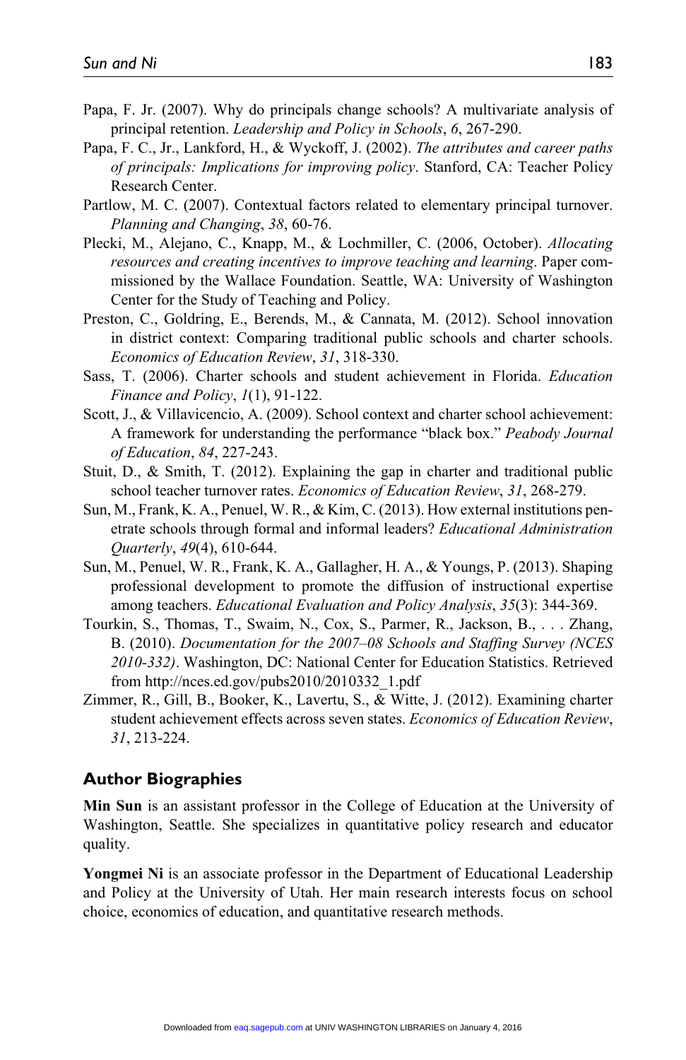Papa, F. Jr. (2007). Why do principals change schools? A multivariate analysis of principal retention. *Leadership and Policy in Schools*, *6*, 267-290.

Papa, F. C., Jr., Lankford, H., & Wyckoff, J. (2002). *The attributes and career paths of principals: Implications for improving policy*. Stanford, CA: Teacher Policy Research Center.

Partlow, M. C. (2007). Contextual factors related to elementary principal turnover. *Planning and Changing*, *38*, 60-76.

Plecki, M., Alejano, C., Knapp, M., & Lochmiller, C. (2006, October). *Allocating resources and creating incentives to improve teaching and learning*. Paper commissioned by the Wallace Foundation. Seattle, WA: University of Washington Center for the Study of Teaching and Policy.

Preston, C., Goldring, E., Berends, M., & Cannata, M. (2012). School innovation in district context: Comparing traditional public schools and charter schools. *Economics of Education Review*, *31*, 318-330.

Sass, T. (2006). Charter schools and student achievement in Florida. *Education Finance and Policy*, *1*(1), 91-122.

Scott, J., & Villavicencio, A. (2009). School context and charter school achievement: A framework for understanding the performance "black box." *Peabody Journal of Education*, *84*, 227-243.

Stuit, D., & Smith, T. (2012). Explaining the gap in charter and traditional public school teacher turnover rates. *Economics of Education Review*, *31*, 268-279.

Sun, M., Frank, K. A., Penuel, W. R., & Kim, C. (2013). How external institutions penetrate schools through formal and informal leaders? *Educational Administration Quarterly*, *49*(4), 610-644.

Sun, M., Penuel, W. R., Frank, K. A., Gallagher, H. A., & Youngs, P. (2013). Shaping professional development to promote the diffusion of instructional expertise among teachers. *Educational Evaluation and Policy Analysis*, *35*(3): 344-369.

Tourkin, S., Thomas, T., Swaim, N., Cox, S., Parmer, R., Jackson, B., . . . Zhang, B. (2010). *Documentation for the 2007–08 Schools and Staffing Survey (NCES 2010-332)*. Washington, DC: National Center for Education Statistics. Retrieved from http://nces.ed.gov/pubs2010/2010332_1.pdf

Zimmer, R., Gill, B., Booker, K., Lavertu, S., & Witte, J. (2012). Examining charter student achievement effects across seven states. *Economics of Education Review*, *31*, 213-224.

## Author Biographies

**Min Sun** is an assistant professor in the College of Education at the University of Washington, Seattle. She specializes in quantitative policy research and educator quality.

**Yongmei Ni** is an associate professor in the Department of Educational Leadership and Policy at the University of Utah. Her main research interests focus on school choice, economics of education, and quantitative research methods.